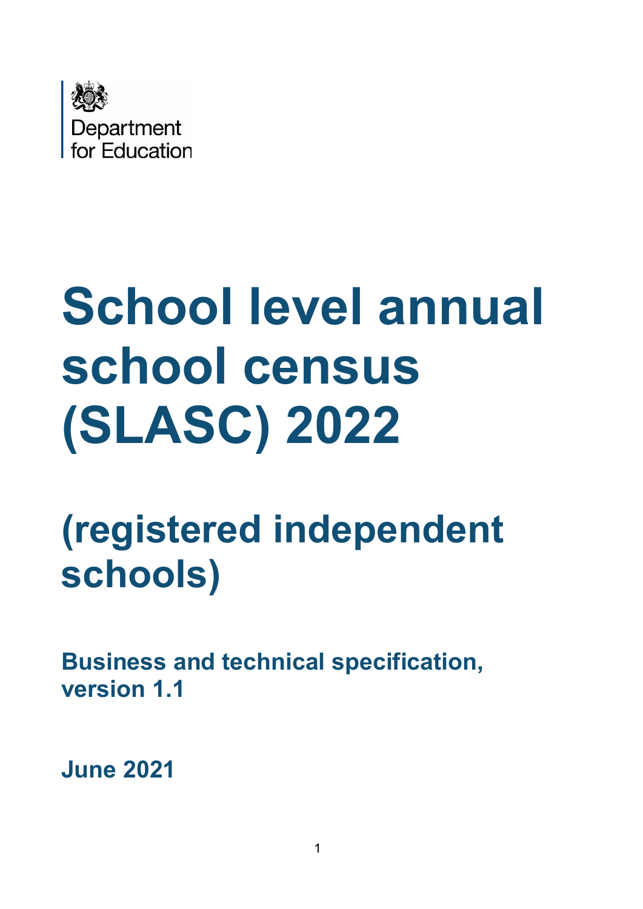Department for Education

# School level annual school census (SLASC) 2022

## (registered independent schools)

### Business and technical specification, version 1.1

**June 2021**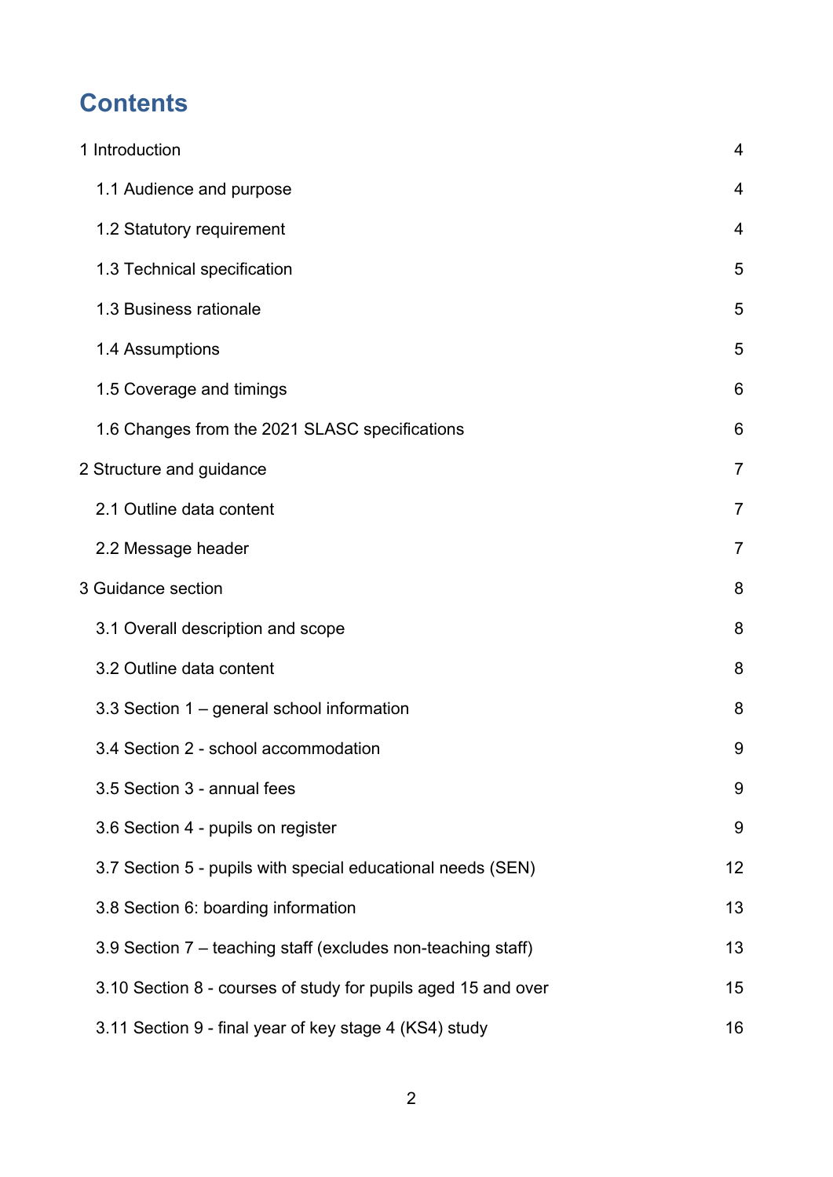# Contents

1 Introduction 4

- 1.1 Audience and purpose 4
- 1.2 Statutory requirement 4
- 1.3 Technical specification 5
- 1.3 Business rationale 5
- 1.4 Assumptions 5
- 1.5 Coverage and timings 6
- 1.6 Changes from the 2021 SLASC specifications 6

2 Structure and guidance 7

- 2.1 Outline data content 7
- 2.2 Message header 7

3 Guidance section 8

- 3.1 Overall description and scope 8
- 3.2 Outline data content 8
- 3.3 Section 1 – general school information 8
- 3.4 Section 2 - school accommodation 9
- 3.5 Section 3 - annual fees 9
- 3.6 Section 4 - pupils on register 9
- 3.7 Section 5 - pupils with special educational needs (SEN) 12
- 3.8 Section 6: boarding information 13
- 3.9 Section 7 – teaching staff (excludes non-teaching staff) 13
- 3.10 Section 8 - courses of study for pupils aged 15 and over 15
- 3.11 Section 9 - final year of key stage 4 (KS4) study 16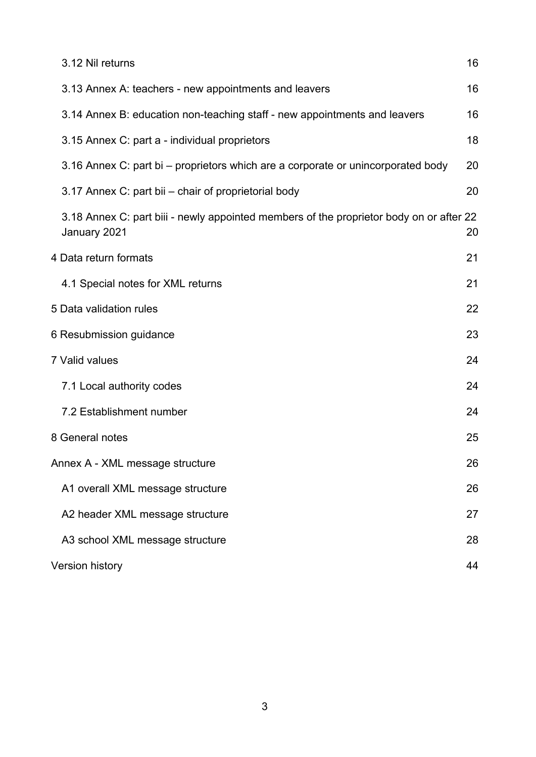3.12 Nil returns 16

3.13 Annex A: teachers - new appointments and leavers 16

3.14 Annex B: education non-teaching staff - new appointments and leavers 16

3.15 Annex C: part a - individual proprietors 18

3.16 Annex C: part bi – proprietors which are a corporate or unincorporated body 20

3.17 Annex C: part bii – chair of proprietorial body 20

3.18 Annex C: part biii - newly appointed members of the proprietor body on or after 22 January 2021 20

4 Data return formats 21

4.1 Special notes for XML returns 21

5 Data validation rules 22

6 Resubmission guidance 23

7 Valid values 24

7.1 Local authority codes 24

7.2 Establishment number 24

8 General notes 25

Annex A - XML message structure 26

A1 overall XML message structure 26

A2 header XML message structure 27

A3 school XML message structure 28

Version history 44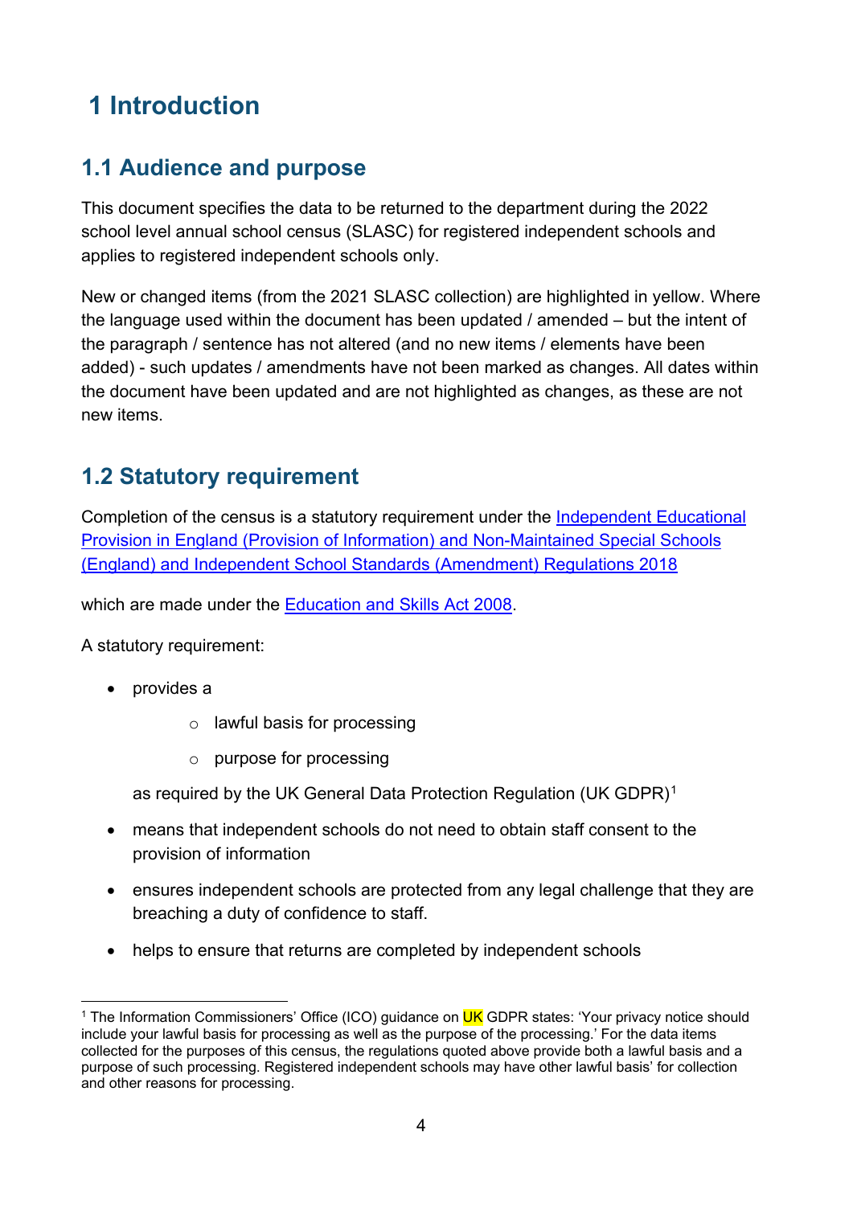# 1 Introduction

## 1.1 Audience and purpose

This document specifies the data to be returned to the department during the 2022 school level annual school census (SLASC) for registered independent schools and applies to registered independent schools only.

New or changed items (from the 2021 SLASC collection) are highlighted in yellow. Where the language used within the document has been updated / amended – but the intent of the paragraph / sentence has not altered (and no new items / elements have been added) - such updates / amendments have not been marked as changes. All dates within the document have been updated and are not highlighted as changes, as these are not new items.

## 1.2 Statutory requirement

Completion of the census is a statutory requirement under the [Independent Educational Provision in England (Provision of Information) and Non-Maintained Special Schools (England) and Independent School Standards (Amendment) Regulations 2018]()

which are made under the [Education and Skills Act 2008]().

A statutory requirement:

- provides a
  - lawful basis for processing
  - purpose for processing

  as required by the UK General Data Protection Regulation (UK GDPR)[1]
- means that independent schools do not need to obtain staff consent to the provision of information
- ensures independent schools are protected from any legal challenge that they are breaching a duty of confidence to staff.
- helps to ensure that returns are completed by independent schools

[1] The Information Commissioners' Office (ICO) guidance on UK GDPR states: 'Your privacy notice should include your lawful basis for processing as well as the purpose of the processing.' For the data items collected for the purposes of this census, the regulations quoted above provide both a lawful basis and a purpose of such processing. Registered independent schools may have other lawful basis' for collection and other reasons for processing.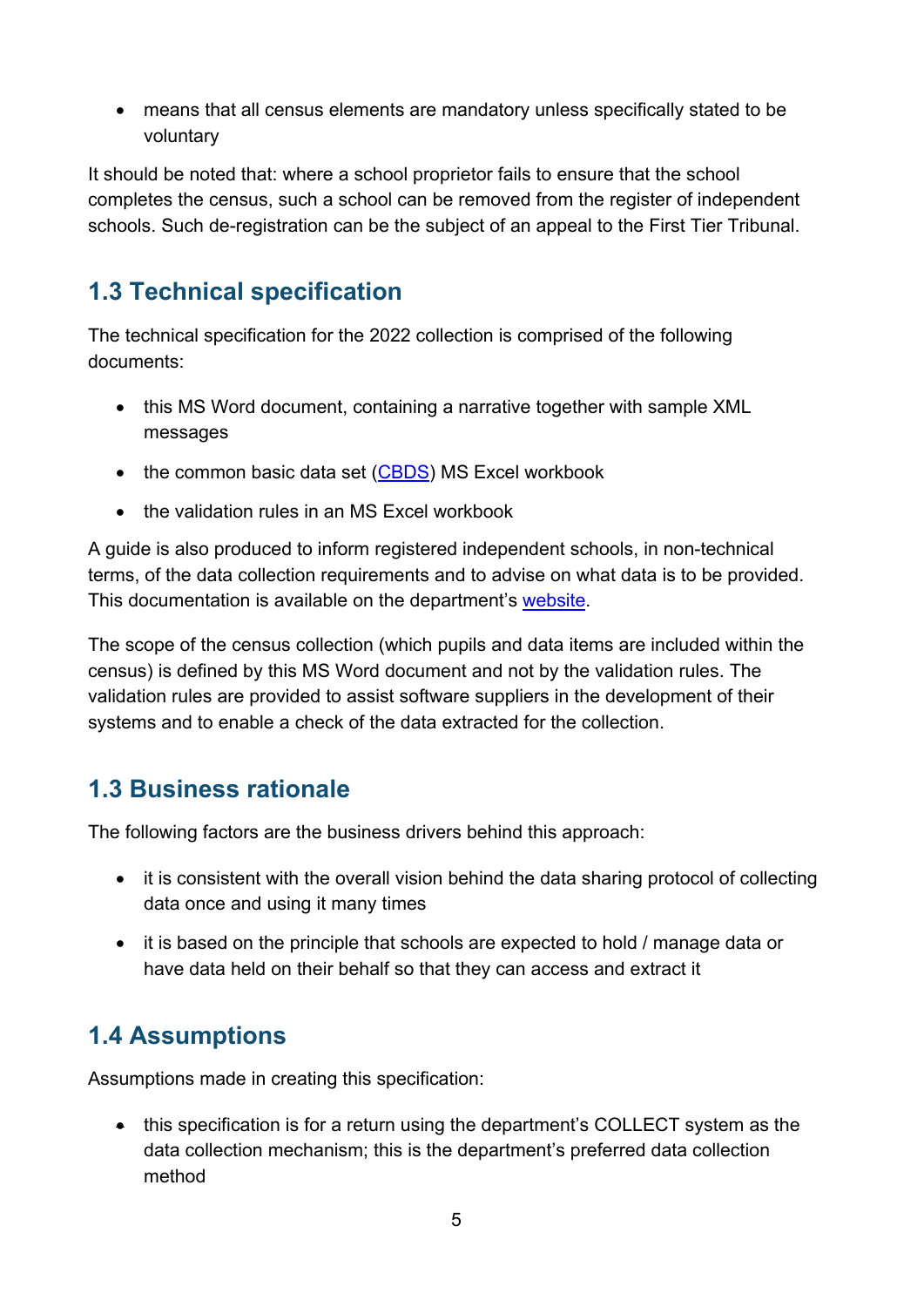- means that all census elements are mandatory unless specifically stated to be voluntary

It should be noted that: where a school proprietor fails to ensure that the school completes the census, such a school can be removed from the register of independent schools. Such de-registration can be the subject of an appeal to the First Tier Tribunal.

## 1.3 Technical specification

The technical specification for the 2022 collection is comprised of the following documents:

- this MS Word document, containing a narrative together with sample XML messages
- the common basic data set (CBDS) MS Excel workbook
- the validation rules in an MS Excel workbook

A guide is also produced to inform registered independent schools, in non-technical terms, of the data collection requirements and to advise on what data is to be provided. This documentation is available on the department's website.

The scope of the census collection (which pupils and data items are included within the census) is defined by this MS Word document and not by the validation rules. The validation rules are provided to assist software suppliers in the development of their systems and to enable a check of the data extracted for the collection.

## 1.3 Business rationale

The following factors are the business drivers behind this approach:

- it is consistent with the overall vision behind the data sharing protocol of collecting data once and using it many times
- it is based on the principle that schools are expected to hold / manage data or have data held on their behalf so that they can access and extract it

## 1.4 Assumptions

Assumptions made in creating this specification:

- this specification is for a return using the department's COLLECT system as the data collection mechanism; this is the department's preferred data collection method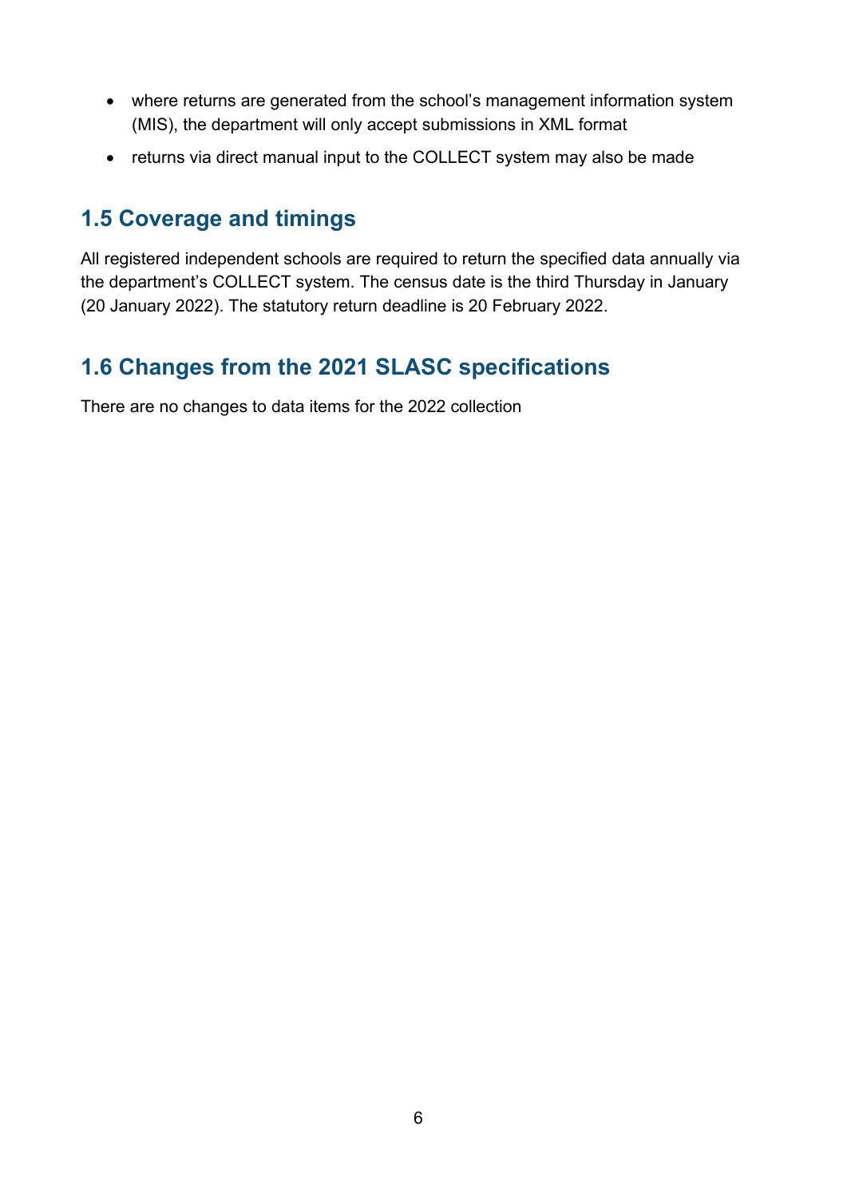- where returns are generated from the school's management information system (MIS), the department will only accept submissions in XML format
- returns via direct manual input to the COLLECT system may also be made

## 1.5 Coverage and timings

All registered independent schools are required to return the specified data annually via the department's COLLECT system. The census date is the third Thursday in January (20 January 2022). The statutory return deadline is 20 February 2022.

## 1.6 Changes from the 2021 SLASC specifications

There are no changes to data items for the 2022 collection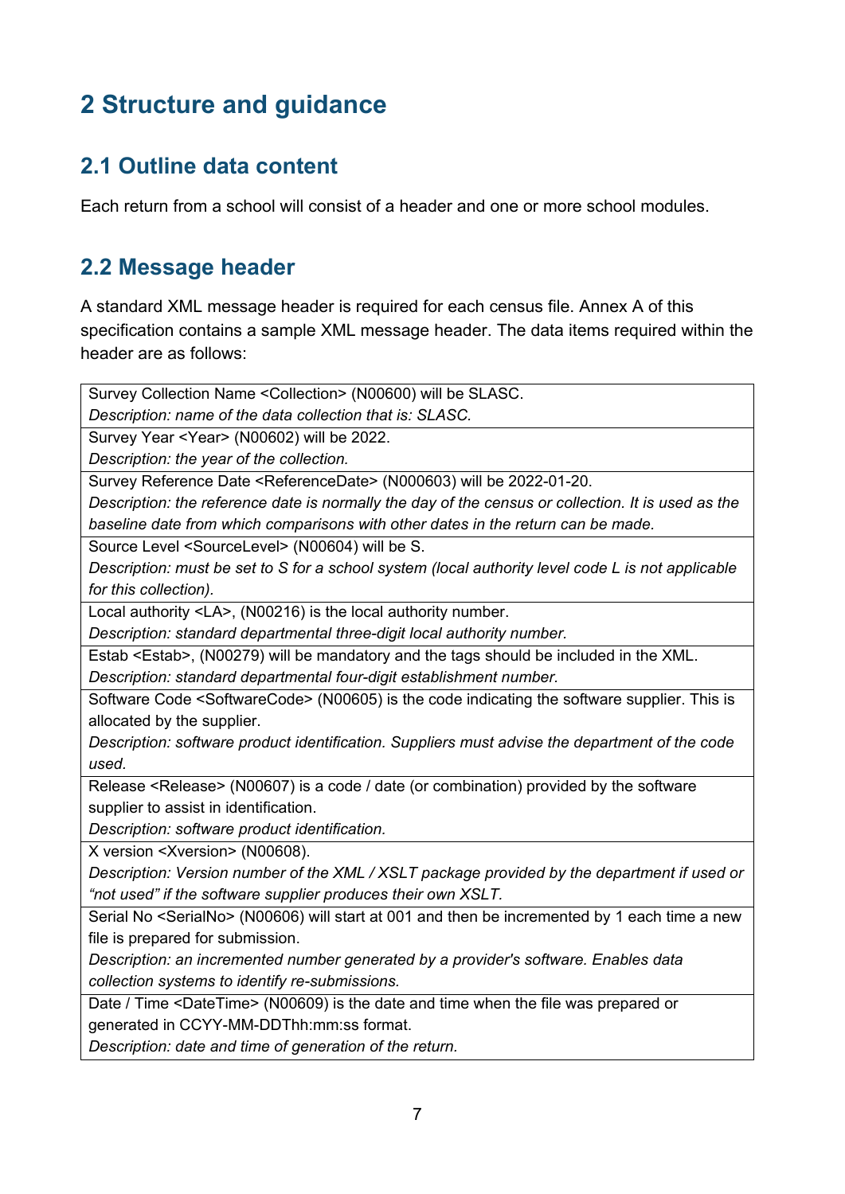# 2 Structure and guidance

## 2.1 Outline data content

Each return from a school will consist of a header and one or more school modules.

## 2.2 Message header

A standard XML message header is required for each census file. Annex A of this specification contains a sample XML message header. The data items required within the header are as follows:

Survey Collection Name <Collection> (N00600) will be SLASC.
*Description: name of the data collection that is: SLASC.*

Survey Year <Year> (N00602) will be 2022.
*Description: the year of the collection.*

Survey Reference Date <ReferenceDate> (N000603) will be 2022-01-20.
*Description: the reference date is normally the day of the census or collection. It is used as the baseline date from which comparisons with other dates in the return can be made.*

Source Level <SourceLevel> (N00604) will be S.
*Description: must be set to S for a school system (local authority level code L is not applicable for this collection).*

Local authority <LA>, (N00216) is the local authority number.
*Description: standard departmental three-digit local authority number.*

Estab <Estab>, (N00279) will be mandatory and the tags should be included in the XML.
*Description: standard departmental four-digit establishment number.*

Software Code <SoftwareCode> (N00605) is the code indicating the software supplier. This is allocated by the supplier.
*Description: software product identification. Suppliers must advise the department of the code used.*

Release <Release> (N00607) is a code / date (or combination) provided by the software supplier to assist in identification.
*Description: software product identification.*

X version <Xversion> (N00608).
*Description: Version number of the XML / XSLT package provided by the department if used or “not used” if the software supplier produces their own XSLT.*

Serial No <SerialNo> (N00606) will start at 001 and then be incremented by 1 each time a new file is prepared for submission.
*Description: an incremented number generated by a provider's software. Enables data collection systems to identify re-submissions.*

Date / Time <DateTime> (N00609) is the date and time when the file was prepared or generated in CCYY-MM-DDThh:mm:ss format.
*Description: date and time of generation of the return.*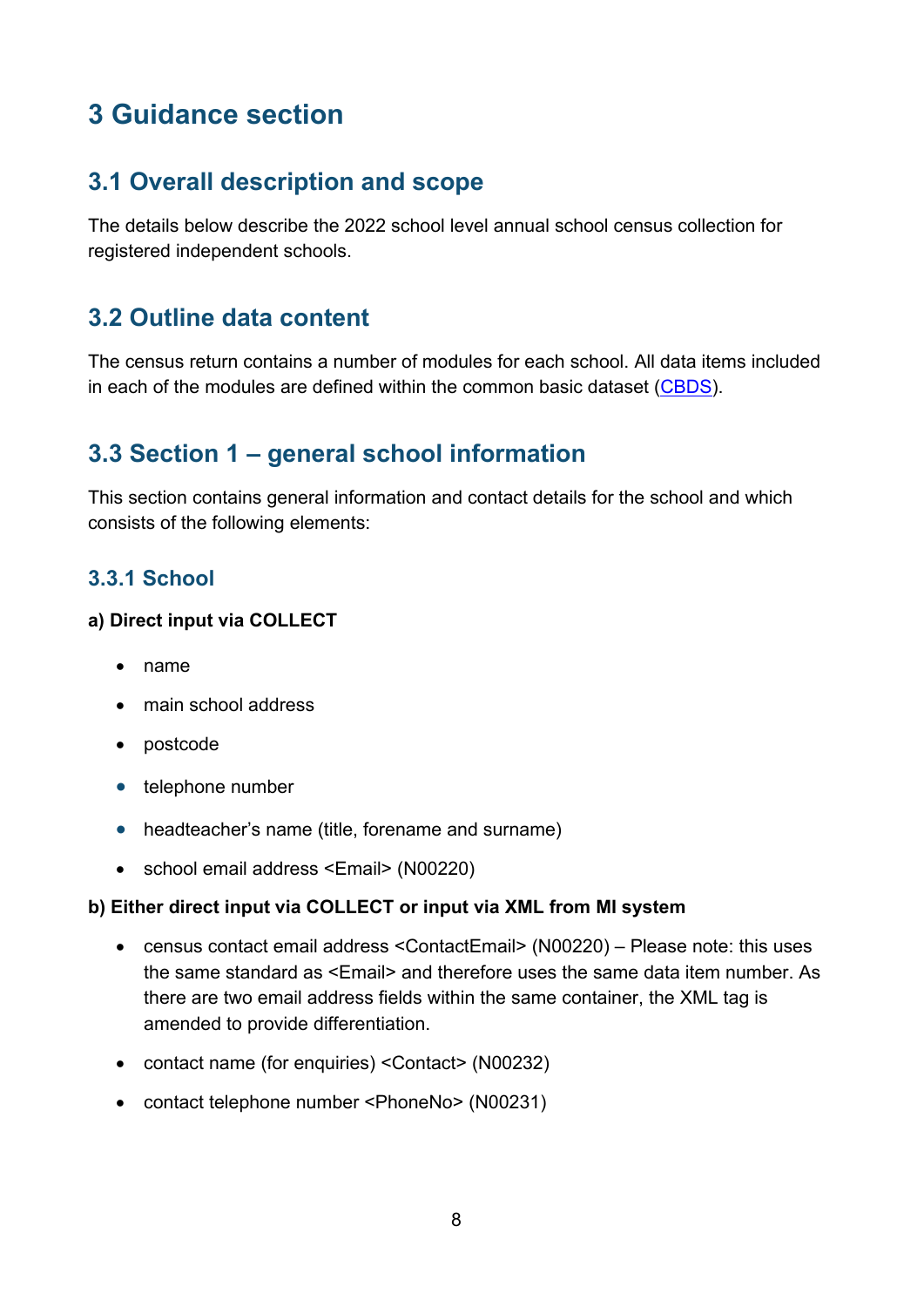# 3 Guidance section

## 3.1 Overall description and scope

The details below describe the 2022 school level annual school census collection for registered independent schools.

## 3.2 Outline data content

The census return contains a number of modules for each school. All data items included in each of the modules are defined within the common basic dataset (CBDS).

## 3.3 Section 1 – general school information

This section contains general information and contact details for the school and which consists of the following elements:

### 3.3.1 School

**a) Direct input via COLLECT**

- name
- main school address
- postcode
- telephone number
- headteacher's name (title, forename and surname)
- school email address <Email> (N00220)

**b) Either direct input via COLLECT or input via XML from MI system**

- census contact email address <ContactEmail> (N00220) – Please note: this uses the same standard as <Email> and therefore uses the same data item number. As there are two email address fields within the same container, the XML tag is amended to provide differentiation.
- contact name (for enquiries) <Contact> (N00232)
- contact telephone number <PhoneNo> (N00231)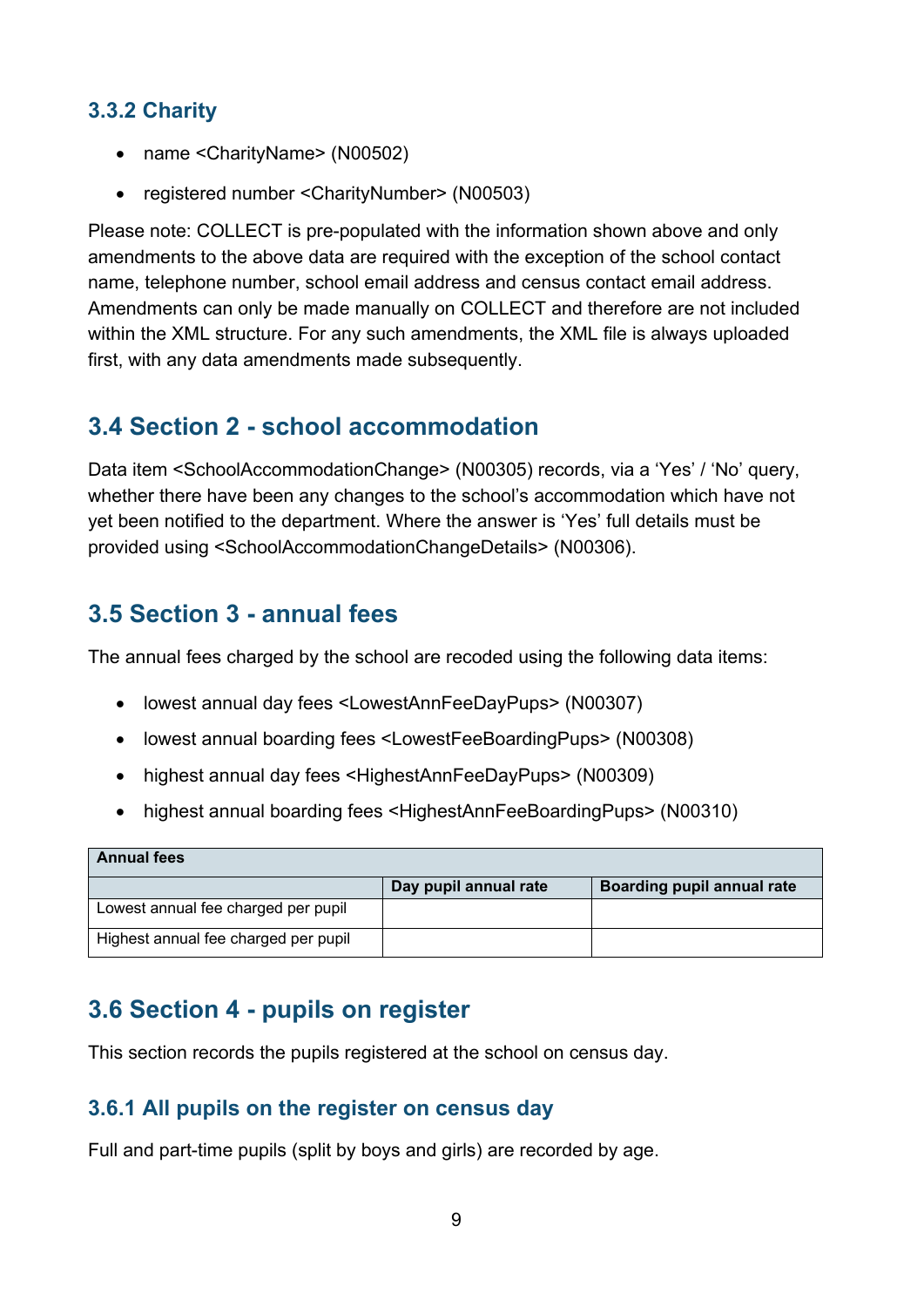### 3.3.2 Charity

- name <CharityName> (N00502)
- registered number <CharityNumber> (N00503)

Please note: COLLECT is pre-populated with the information shown above and only amendments to the above data are required with the exception of the school contact name, telephone number, school email address and census contact email address. Amendments can only be made manually on COLLECT and therefore are not included within the XML structure. For any such amendments, the XML file is always uploaded first, with any data amendments made subsequently.

## 3.4 Section 2 - school accommodation

Data item <SchoolAccommodationChange> (N00305) records, via a 'Yes' / 'No' query, whether there have been any changes to the school's accommodation which have not yet been notified to the department. Where the answer is 'Yes' full details must be provided using <SchoolAccommodationChangeDetails> (N00306).

## 3.5 Section 3 - annual fees

The annual fees charged by the school are recoded using the following data items:

- lowest annual day fees <LowestAnnFeeDayPups> (N00307)
- lowest annual boarding fees <LowestFeeBoardingPups> (N00308)
- highest annual day fees <HighestAnnFeeDayPups> (N00309)
- highest annual boarding fees <HighestAnnFeeBoardingPups> (N00310)

| **Annual fees** | | |
|---|---|---|
| | **Day pupil annual rate** | **Boarding pupil annual rate** |
| Lowest annual fee charged per pupil | | |
| Highest annual fee charged per pupil | | |

## 3.6 Section 4 - pupils on register

This section records the pupils registered at the school on census day.

### 3.6.1 All pupils on the register on census day

Full and part-time pupils (split by boys and girls) are recorded by age.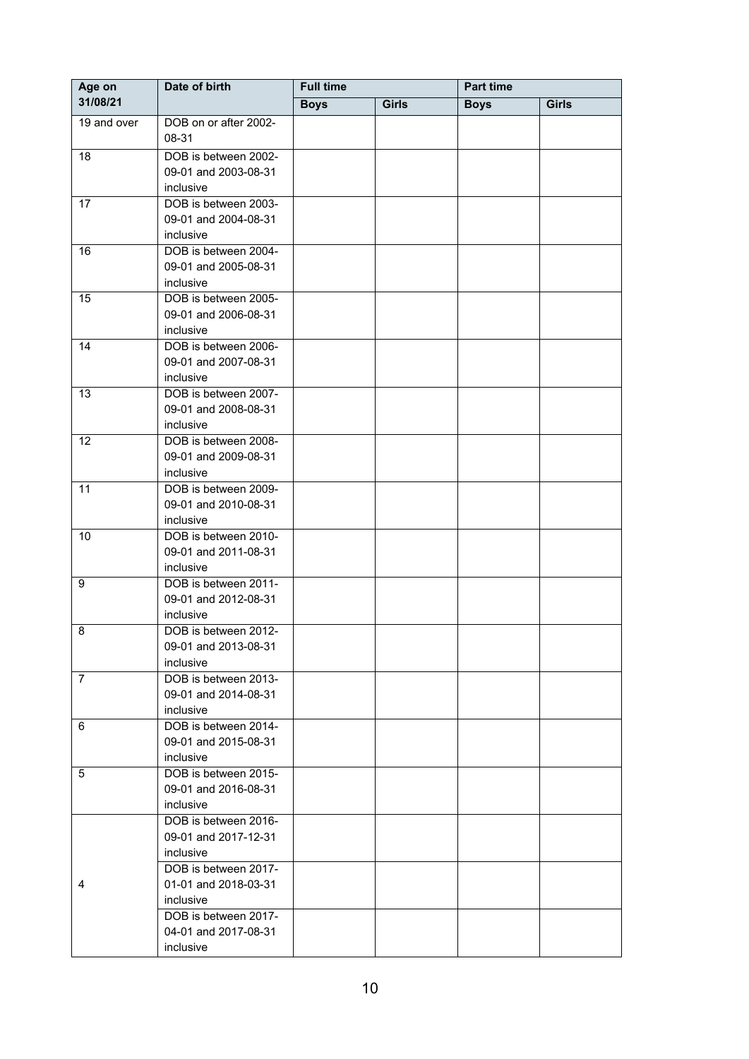| Age on 31/08/21 | Date of birth | Full time | | Part time | |
|---|---|---|---|---|---|
| | | Boys | Girls | Boys | Girls |
| 19 and over | DOB on or after 2002-08-31 | | | | |
| 18 | DOB is between 2002-09-01 and 2003-08-31 inclusive | | | | |
| 17 | DOB is between 2003-09-01 and 2004-08-31 inclusive | | | | |
| 16 | DOB is between 2004-09-01 and 2005-08-31 inclusive | | | | |
| 15 | DOB is between 2005-09-01 and 2006-08-31 inclusive | | | | |
| 14 | DOB is between 2006-09-01 and 2007-08-31 inclusive | | | | |
| 13 | DOB is between 2007-09-01 and 2008-08-31 inclusive | | | | |
| 12 | DOB is between 2008-09-01 and 2009-08-31 inclusive | | | | |
| 11 | DOB is between 2009-09-01 and 2010-08-31 inclusive | | | | |
| 10 | DOB is between 2010-09-01 and 2011-08-31 inclusive | | | | |
| 9 | DOB is between 2011-09-01 and 2012-08-31 inclusive | | | | |
| 8 | DOB is between 2012-09-01 and 2013-08-31 inclusive | | | | |
| 7 | DOB is between 2013-09-01 and 2014-08-31 inclusive | | | | |
| 6 | DOB is between 2014-09-01 and 2015-08-31 inclusive | | | | |
| 5 | DOB is between 2015-09-01 and 2016-08-31 inclusive | | | | |
| 4 | DOB is between 2016-09-01 and 2017-12-31 inclusive | | | | |
| | DOB is between 2017-01-01 and 2018-03-31 inclusive | | | | |
| | DOB is between 2017-04-01 and 2017-08-31 inclusive | | | | |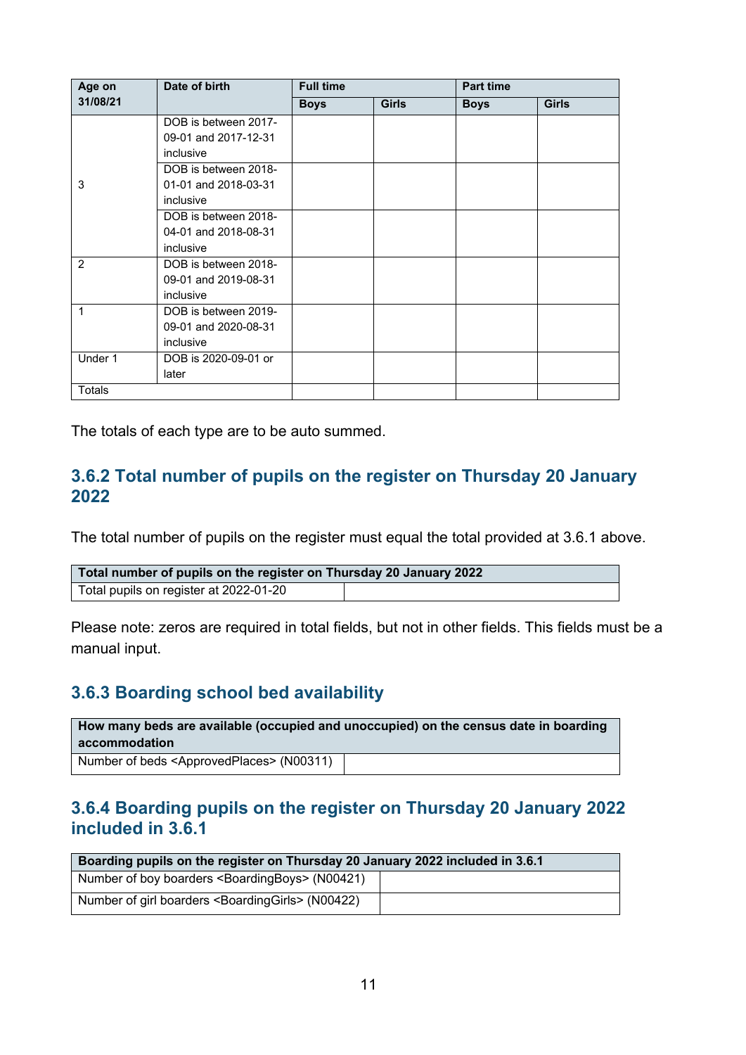| Age on 31/08/21 | Date of birth | Full time | | Part time | |
|---|---|---|---|---|---|
| | | Boys | Girls | Boys | Girls |
| 3 | DOB is between 2017-09-01 and 2017-12-31 inclusive | | | | |
| | DOB is between 2018-01-01 and 2018-03-31 inclusive | | | | |
| | DOB is between 2018-04-01 and 2018-08-31 inclusive | | | | |
| 2 | DOB is between 2018-09-01 and 2019-08-31 inclusive | | | | |
| 1 | DOB is between 2019-09-01 and 2020-08-31 inclusive | | | | |
| Under 1 | DOB is 2020-09-01 or later | | | | |
| Totals | | | | | |

The totals of each type are to be auto summed.

### 3.6.2 Total number of pupils on the register on Thursday 20 January 2022

The total number of pupils on the register must equal the total provided at 3.6.1 above.

| Total number of pupils on the register on Thursday 20 January 2022 | |
|---|---|
| Total pupils on register at 2022-01-20 | |

Please note: zeros are required in total fields, but not in other fields. This fields must be a manual input.

### 3.6.3 Boarding school bed availability

| How many beds are available (occupied and unoccupied) on the census date in boarding accommodation | |
|---|---|
| Number of beds <ApprovedPlaces> (N00311) | |

### 3.6.4 Boarding pupils on the register on Thursday 20 January 2022 included in 3.6.1

| Boarding pupils on the register on Thursday 20 January 2022 included in 3.6.1 | |
|---|---|
| Number of boy boarders <BoardingBoys> (N00421) | |
| Number of girl boarders <BoardingGirls> (N00422) | |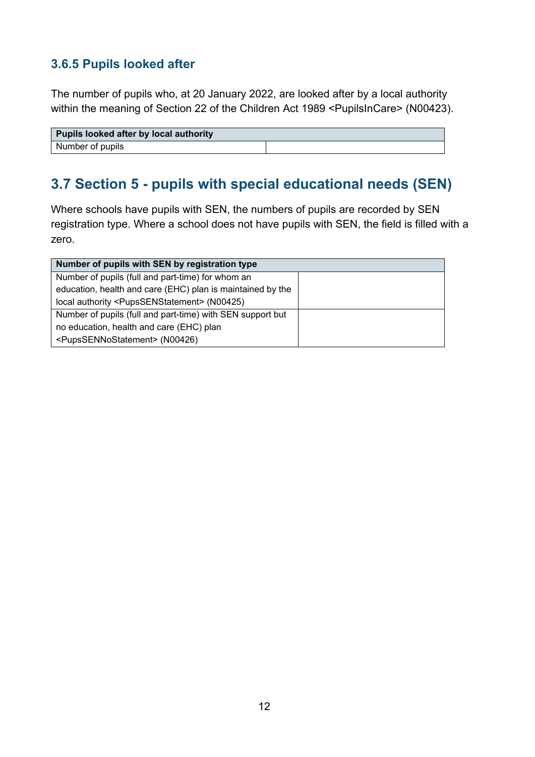### 3.6.5 Pupils looked after

The number of pupils who, at 20 January 2022, are looked after by a local authority within the meaning of Section 22 of the Children Act 1989 <PupilsInCare> (N00423).

| Pupils looked after by local authority | |
|---|---|
| Number of pupils | |

## 3.7 Section 5 - pupils with special educational needs (SEN)

Where schools have pupils with SEN, the numbers of pupils are recorded by SEN registration type. Where a school does not have pupils with SEN, the field is filled with a zero.

| Number of pupils with SEN by registration type | |
|---|---|
| Number of pupils (full and part-time) for whom an education, health and care (EHC) plan is maintained by the local authority <PupsSENStatement> (N00425) | |
| Number of pupils (full and part-time) with SEN support but no education, health and care (EHC) plan <PupsSENNoStatement> (N00426) | |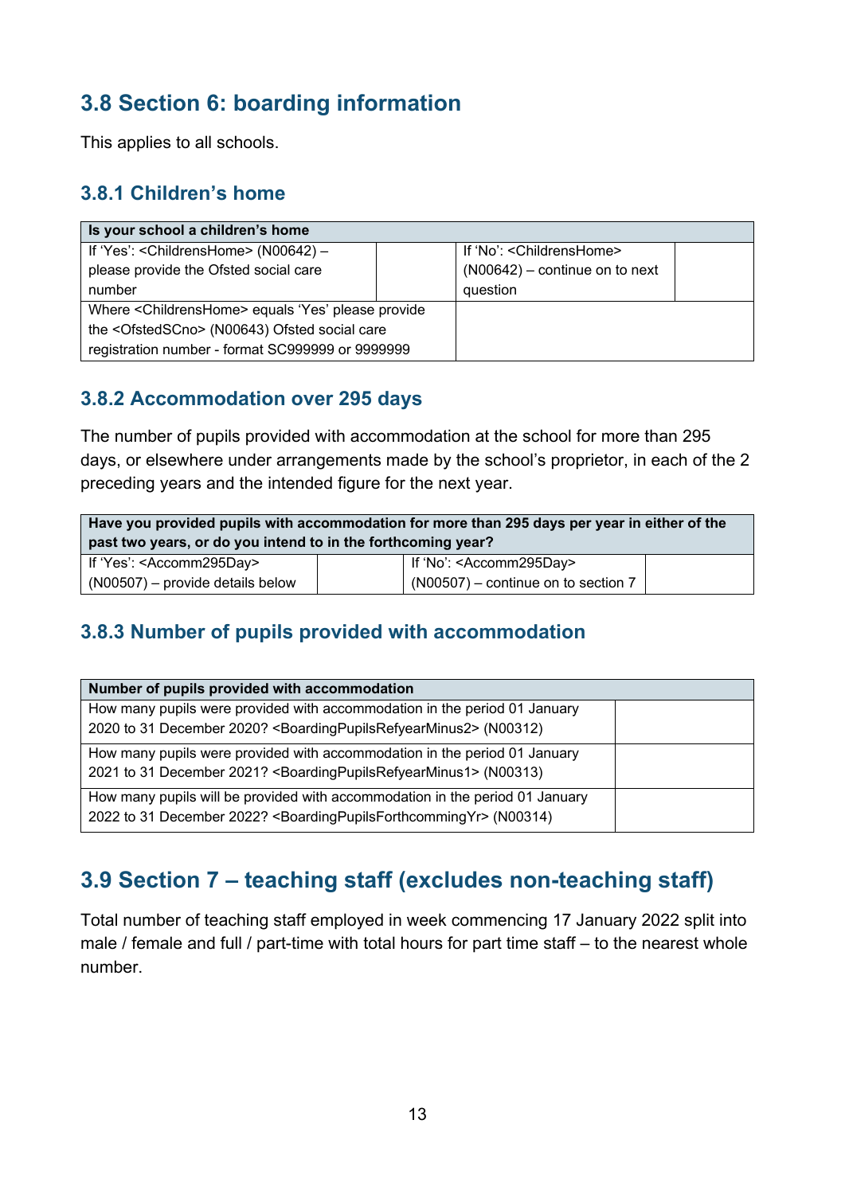## 3.8 Section 6: boarding information

This applies to all schools.

### 3.8.1 Children's home

| Is your school a children's home | | | |
|---|---|---|---|
| If 'Yes': <ChildrensHome> (N00642) – please provide the Ofsted social care number | | If 'No': <ChildrensHome> (N00642) – continue on to next question | |
| Where <ChildrensHome> equals 'Yes' please provide the <OfstedSCno> (N00643) Ofsted social care registration number - format SC999999 or 9999999 | | | |

### 3.8.2 Accommodation over 295 days

The number of pupils provided with accommodation at the school for more than 295 days, or elsewhere under arrangements made by the school's proprietor, in each of the 2 preceding years and the intended figure for the next year.

| Have you provided pupils with accommodation for more than 295 days per year in either of the past two years, or do you intend to in the forthcoming year? | | | |
|---|---|---|---|
| If 'Yes': <Accomm295Day> (N00507) – provide details below | | If 'No': <Accomm295Day> (N00507) – continue on to section 7 | |

### 3.8.3 Number of pupils provided with accommodation

| Number of pupils provided with accommodation | |
|---|---|
| How many pupils were provided with accommodation in the period 01 January 2020 to 31 December 2020? <BoardingPupilsRefyearMinus2> (N00312) | |
| How many pupils were provided with accommodation in the period 01 January 2021 to 31 December 2021? <BoardingPupilsRefyearMinus1> (N00313) | |
| How many pupils will be provided with accommodation in the period 01 January 2022 to 31 December 2022? <BoardingPupilsForthcommingYr> (N00314) | |

## 3.9 Section 7 – teaching staff (excludes non-teaching staff)

Total number of teaching staff employed in week commencing 17 January 2022 split into male / female and full / part-time with total hours for part time staff – to the nearest whole number.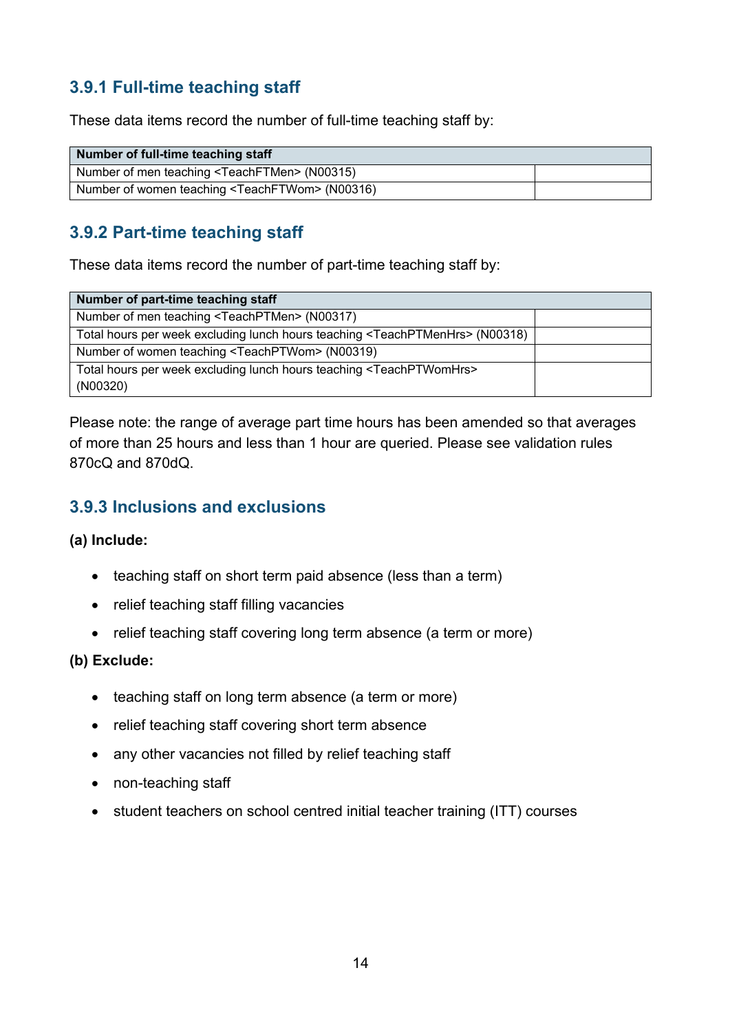### 3.9.1 Full-time teaching staff

These data items record the number of full-time teaching staff by:

| Number of full-time teaching staff | |
|---|---|
| Number of men teaching <TeachFTMen> (N00315) | |
| Number of women teaching <TeachFTWom> (N00316) | |

### 3.9.2 Part-time teaching staff

These data items record the number of part-time teaching staff by:

| Number of part-time teaching staff | |
|---|---|
| Number of men teaching <TeachPTMen> (N00317) | |
| Total hours per week excluding lunch hours teaching <TeachPTMenHrs> (N00318) | |
| Number of women teaching <TeachPTWom> (N00319) | |
| Total hours per week excluding lunch hours teaching <TeachPTWomHrs> (N00320) | |

Please note: the range of average part time hours has been amended so that averages of more than 25 hours and less than 1 hour are queried. Please see validation rules 870cQ and 870dQ.

### 3.9.3 Inclusions and exclusions

**(a) Include:**

- teaching staff on short term paid absence (less than a term)
- relief teaching staff filling vacancies
- relief teaching staff covering long term absence (a term or more)

**(b) Exclude:**

- teaching staff on long term absence (a term or more)
- relief teaching staff covering short term absence
- any other vacancies not filled by relief teaching staff
- non-teaching staff
- student teachers on school centred initial teacher training (ITT) courses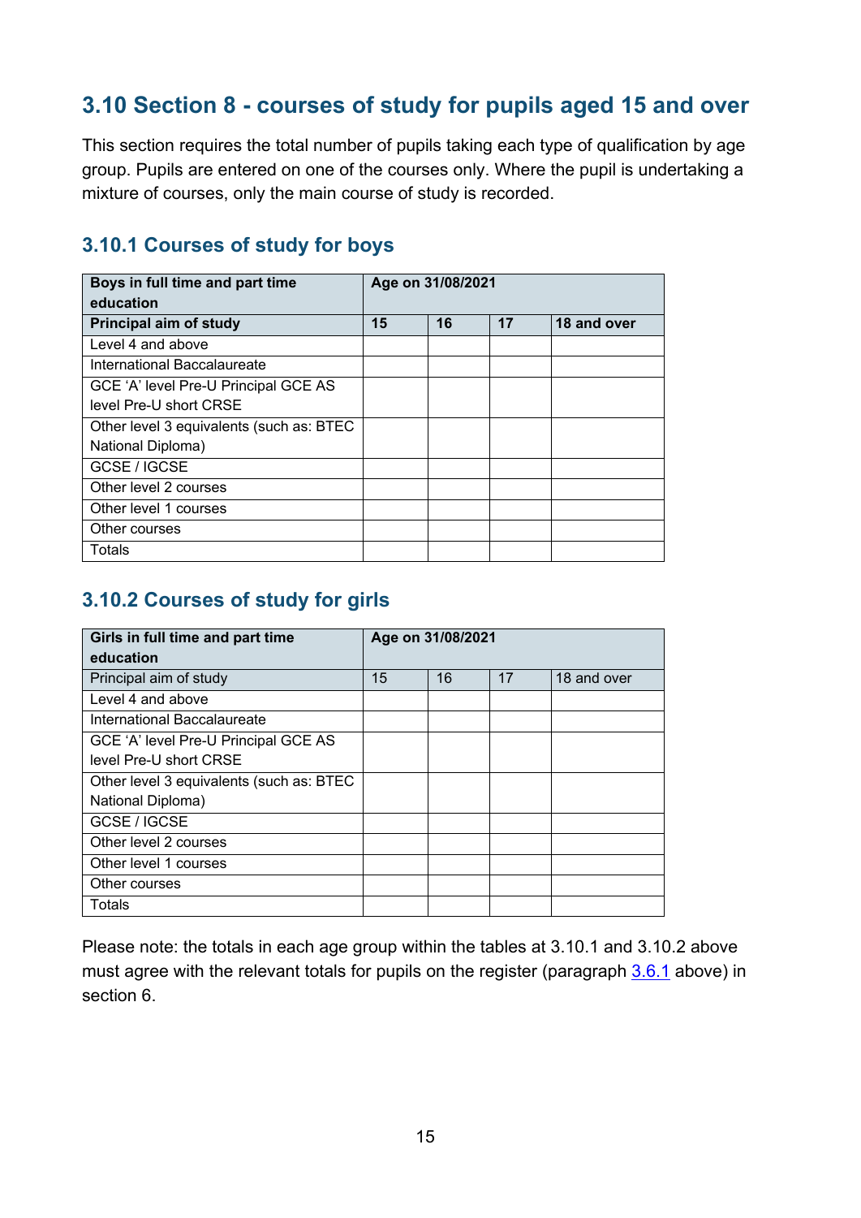## 3.10 Section 8 - courses of study for pupils aged 15 and over

This section requires the total number of pupils taking each type of qualification by age group. Pupils are entered on one of the courses only. Where the pupil is undertaking a mixture of courses, only the main course of study is recorded.

### 3.10.1 Courses of study for boys

| **Boys in full time and part time education** | **Age on 31/08/2021** | | | |
|---|---|---|---|---|
| **Principal aim of study** | **15** | **16** | **17** | **18 and over** |
| Level 4 and above | | | | |
| International Baccalaureate | | | | |
| GCE ‘A’ level Pre-U Principal GCE AS level Pre-U short CRSE | | | | |
| Other level 3 equivalents (such as: BTEC National Diploma) | | | | |
| GCSE / IGCSE | | | | |
| Other level 2 courses | | | | |
| Other level 1 courses | | | | |
| Other courses | | | | |
| Totals | | | | |

### 3.10.2 Courses of study for girls

| **Girls in full time and part time education** | **Age on 31/08/2021** | | | |
|---|---|---|---|---|
| Principal aim of study | 15 | 16 | 17 | 18 and over |
| Level 4 and above | | | | |
| International Baccalaureate | | | | |
| GCE ‘A’ level Pre-U Principal GCE AS level Pre-U short CRSE | | | | |
| Other level 3 equivalents (such as: BTEC National Diploma) | | | | |
| GCSE / IGCSE | | | | |
| Other level 2 courses | | | | |
| Other level 1 courses | | | | |
| Other courses | | | | |
| Totals | | | | |

Please note: the totals in each age group within the tables at 3.10.1 and 3.10.2 above must agree with the relevant totals for pupils on the register (paragraph 3.6.1 above) in section 6.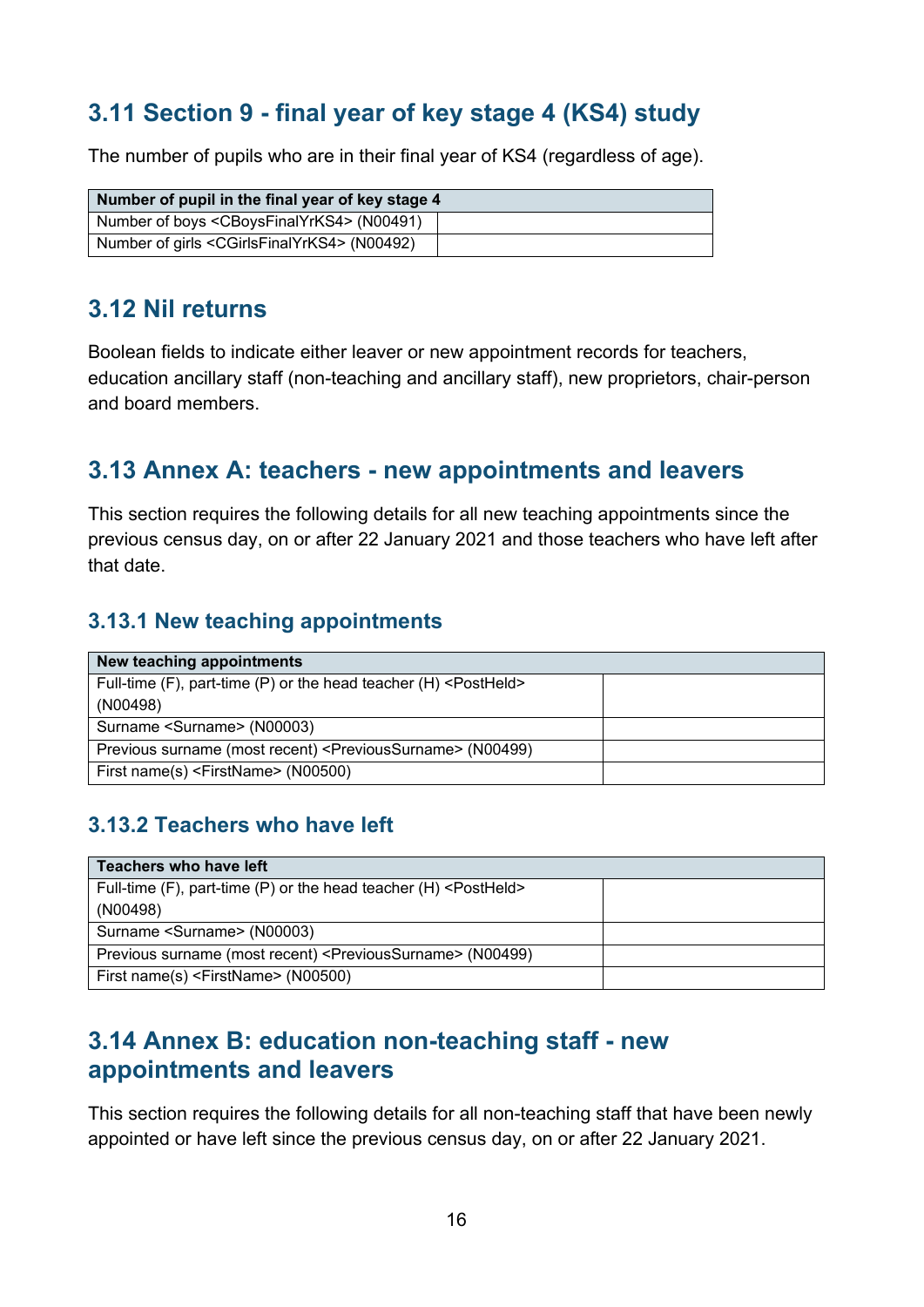## 3.11 Section 9 - final year of key stage 4 (KS4) study

The number of pupils who are in their final year of KS4 (regardless of age).

| Number of pupil in the final year of key stage 4 | |
|---|---|
| Number of boys <CBoysFinalYrKS4> (N00491) | |
| Number of girls <CGirlsFinalYrKS4> (N00492) | |

## 3.12 Nil returns

Boolean fields to indicate either leaver or new appointment records for teachers, education ancillary staff (non-teaching and ancillary staff), new proprietors, chair-person and board members.

## 3.13 Annex A: teachers - new appointments and leavers

This section requires the following details for all new teaching appointments since the previous census day, on or after 22 January 2021 and those teachers who have left after that date.

### 3.13.1 New teaching appointments

| New teaching appointments | |
|---|---|
| Full-time (F), part-time (P) or the head teacher (H) <PostHeld> (N00498) | |
| Surname <Surname> (N00003) | |
| Previous surname (most recent) <PreviousSurname> (N00499) | |
| First name(s) <FirstName> (N00500) | |

### 3.13.2 Teachers who have left

| Teachers who have left | |
|---|---|
| Full-time (F), part-time (P) or the head teacher (H) <PostHeld> (N00498) | |
| Surname <Surname> (N00003) | |
| Previous surname (most recent) <PreviousSurname> (N00499) | |
| First name(s) <FirstName> (N00500) | |

## 3.14 Annex B: education non-teaching staff - new appointments and leavers

This section requires the following details for all non-teaching staff that have been newly appointed or have left since the previous census day, on or after 22 January 2021.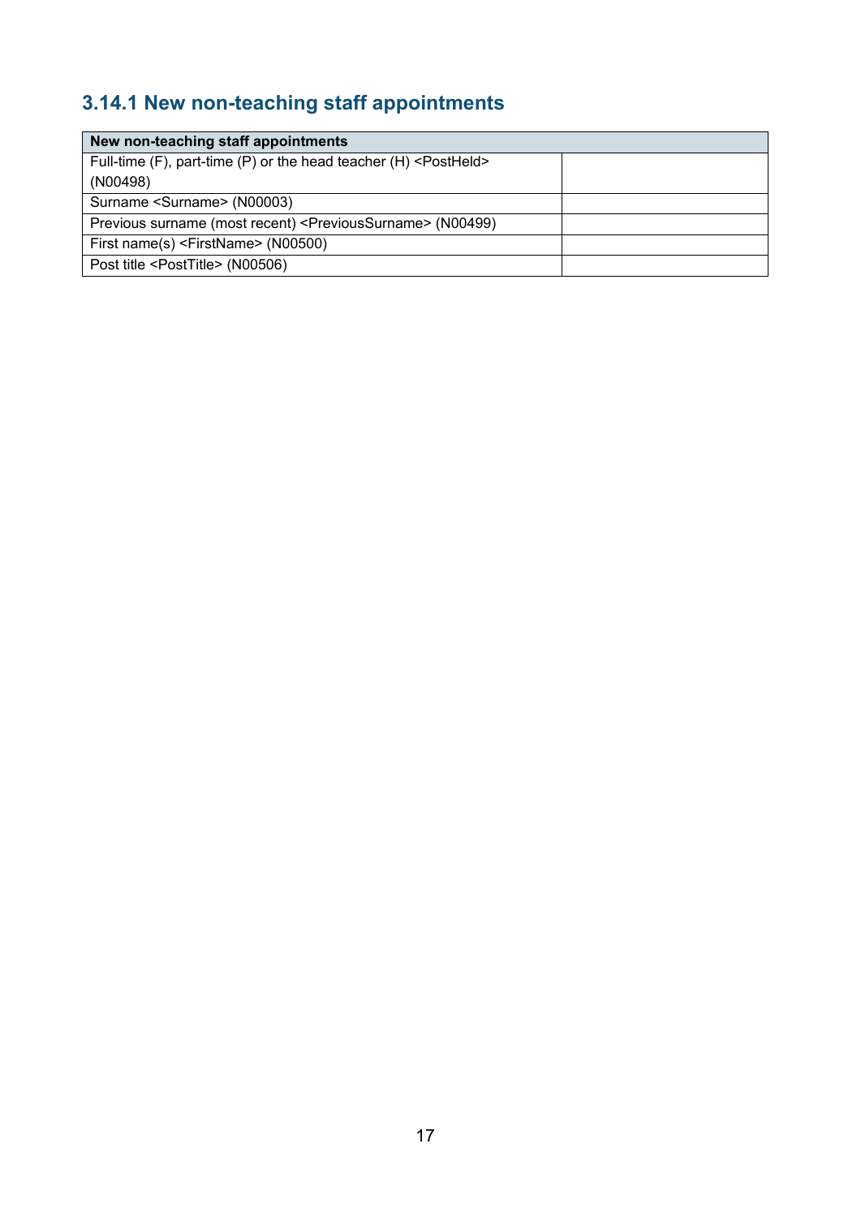### 3.14.1 New non-teaching staff appointments

| New non-teaching staff appointments | |
|---|---|
| Full-time (F), part-time (P) or the head teacher (H) <PostHeld> (N00498) | |
| Surname <Surname> (N00003) | |
| Previous surname (most recent) <PreviousSurname> (N00499) | |
| First name(s) <FirstName> (N00500) | |
| Post title <PostTitle> (N00506) | |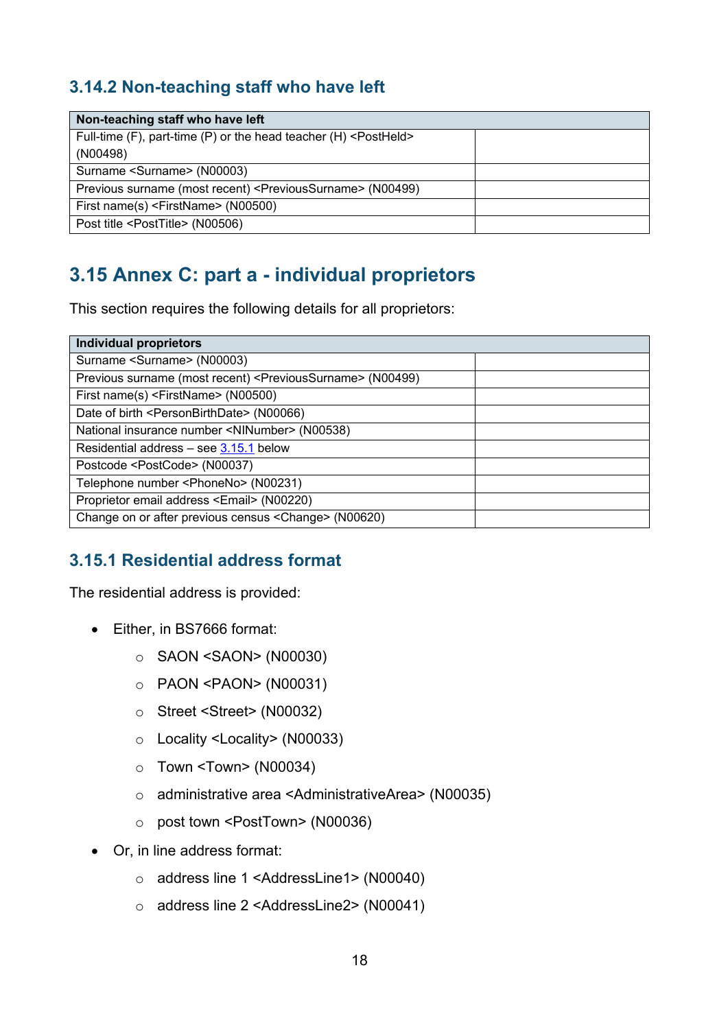### 3.14.2 Non-teaching staff who have left

| Non-teaching staff who have left | |
|---|---|
| Full-time (F), part-time (P) or the head teacher (H) <PostHeld> (N00498) | |
| Surname <Surname> (N00003) | |
| Previous surname (most recent) <PreviousSurname> (N00499) | |
| First name(s) <FirstName> (N00500) | |
| Post title <PostTitle> (N00506) | |

## 3.15 Annex C: part a - individual proprietors

This section requires the following details for all proprietors:

| Individual proprietors | |
|---|---|
| Surname <Surname> (N00003) | |
| Previous surname (most recent) <PreviousSurname> (N00499) | |
| First name(s) <FirstName> (N00500) | |
| Date of birth <PersonBirthDate> (N00066) | |
| National insurance number <NINumber> (N00538) | |
| Residential address – see 3.15.1 below | |
| Postcode <PostCode> (N00037) | |
| Telephone number <PhoneNo> (N00231) | |
| Proprietor email address <Email> (N00220) | |
| Change on or after previous census <Change> (N00620) | |

### 3.15.1 Residential address format

The residential address is provided:

- Either, in BS7666 format:
  - SAON <SAON> (N00030)
  - PAON <PAON> (N00031)
  - Street <Street> (N00032)
  - Locality <Locality> (N00033)
  - Town <Town> (N00034)
  - administrative area <AdministrativeArea> (N00035)
  - post town <PostTown> (N00036)
- Or, in line address format:
  - address line 1 <AddressLine1> (N00040)
  - address line 2 <AddressLine2> (N00041)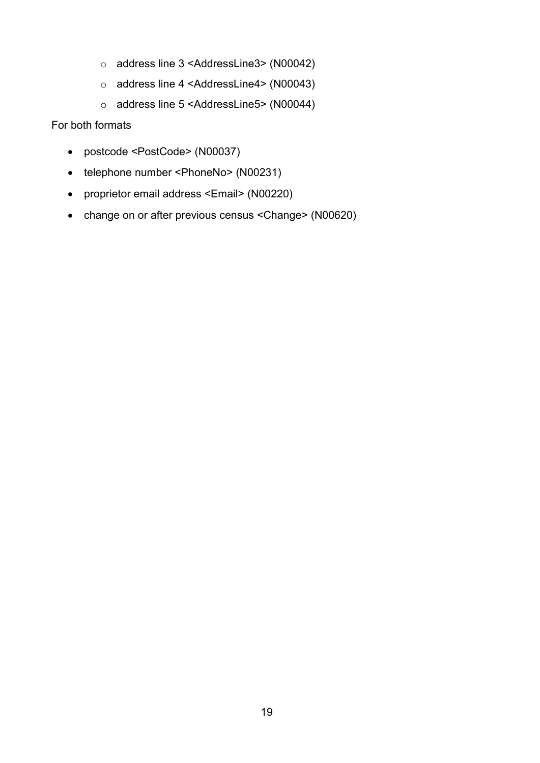- address line 3 <AddressLine3> (N00042)
  - address line 4 <AddressLine4> (N00043)
  - address line 5 <AddressLine5> (N00044)

For both formats

- postcode <PostCode> (N00037)
- telephone number <PhoneNo> (N00231)
- proprietor email address <Email> (N00220)
- change on or after previous census <Change> (N00620)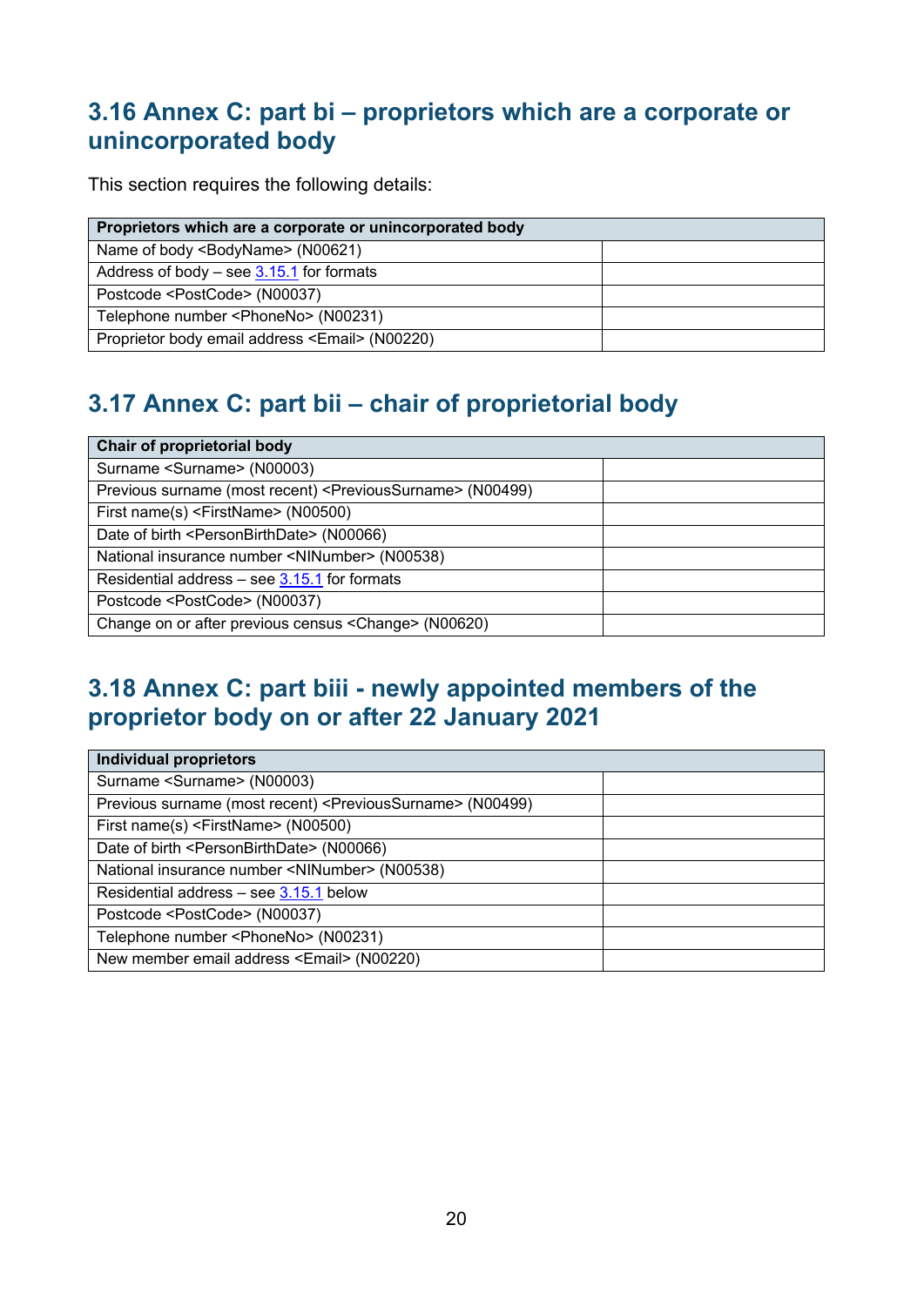## 3.16 Annex C: part bi – proprietors which are a corporate or unincorporated body

This section requires the following details:

| Proprietors which are a corporate or unincorporated body | |
|---|---|
| Name of body <BodyName> (N00621) | |
| Address of body – see 3.15.1 for formats | |
| Postcode <PostCode> (N00037) | |
| Telephone number <PhoneNo> (N00231) | |
| Proprietor body email address <Email> (N00220) | |

## 3.17 Annex C: part bii – chair of proprietorial body

| Chair of proprietorial body | |
|---|---|
| Surname <Surname> (N00003) | |
| Previous surname (most recent) <PreviousSurname> (N00499) | |
| First name(s) <FirstName> (N00500) | |
| Date of birth <PersonBirthDate> (N00066) | |
| National insurance number <NINumber> (N00538) | |
| Residential address – see 3.15.1 for formats | |
| Postcode <PostCode> (N00037) | |
| Change on or after previous census <Change> (N00620) | |

## 3.18 Annex C: part biii - newly appointed members of the proprietor body on or after 22 January 2021

| Individual proprietors | |
|---|---|
| Surname <Surname> (N00003) | |
| Previous surname (most recent) <PreviousSurname> (N00499) | |
| First name(s) <FirstName> (N00500) | |
| Date of birth <PersonBirthDate> (N00066) | |
| National insurance number <NINumber> (N00538) | |
| Residential address – see 3.15.1 below | |
| Postcode <PostCode> (N00037) | |
| Telephone number <PhoneNo> (N00231) | |
| New member email address <Email> (N00220) | |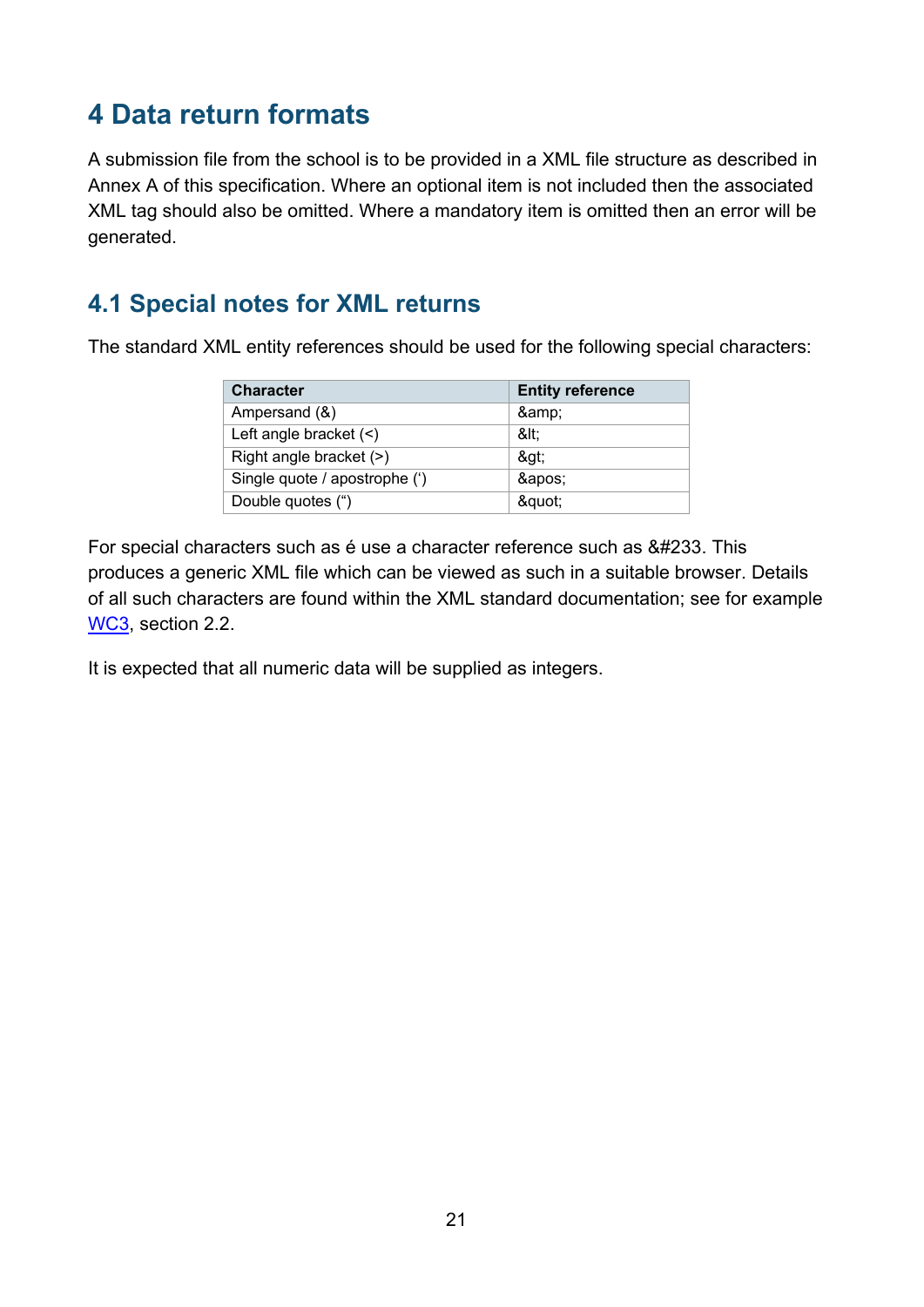# 4 Data return formats

A submission file from the school is to be provided in a XML file structure as described in Annex A of this specification. Where an optional item is not included then the associated XML tag should also be omitted. Where a mandatory item is omitted then an error will be generated.

## 4.1 Special notes for XML returns

The standard XML entity references should be used for the following special characters:

| Character | Entity reference |
|---|---|
| Ampersand (&) | &amp; |
| Left angle bracket (<) | &lt; |
| Right angle bracket (>) | &gt; |
| Single quote / apostrophe (‘) | &apos; |
| Double quotes (“) | &quot; |

For special characters such as é use a character reference such as &#233. This produces a generic XML file which can be viewed as such in a suitable browser. Details of all such characters are found within the XML standard documentation; see for example WC3, section 2.2.

It is expected that all numeric data will be supplied as integers.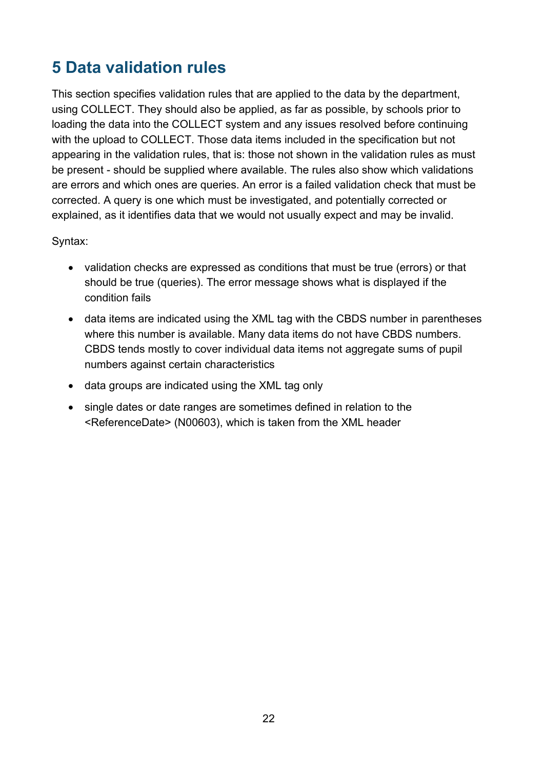# 5 Data validation rules

This section specifies validation rules that are applied to the data by the department, using COLLECT. They should also be applied, as far as possible, by schools prior to loading the data into the COLLECT system and any issues resolved before continuing with the upload to COLLECT. Those data items included in the specification but not appearing in the validation rules, that is: those not shown in the validation rules as must be present - should be supplied where available. The rules also show which validations are errors and which ones are queries. An error is a failed validation check that must be corrected. A query is one which must be investigated, and potentially corrected or explained, as it identifies data that we would not usually expect and may be invalid.

Syntax:

- validation checks are expressed as conditions that must be true (errors) or that should be true (queries). The error message shows what is displayed if the condition fails
- data items are indicated using the XML tag with the CBDS number in parentheses where this number is available. Many data items do not have CBDS numbers. CBDS tends mostly to cover individual data items not aggregate sums of pupil numbers against certain characteristics
- data groups are indicated using the XML tag only
- single dates or date ranges are sometimes defined in relation to the <ReferenceDate> (N00603), which is taken from the XML header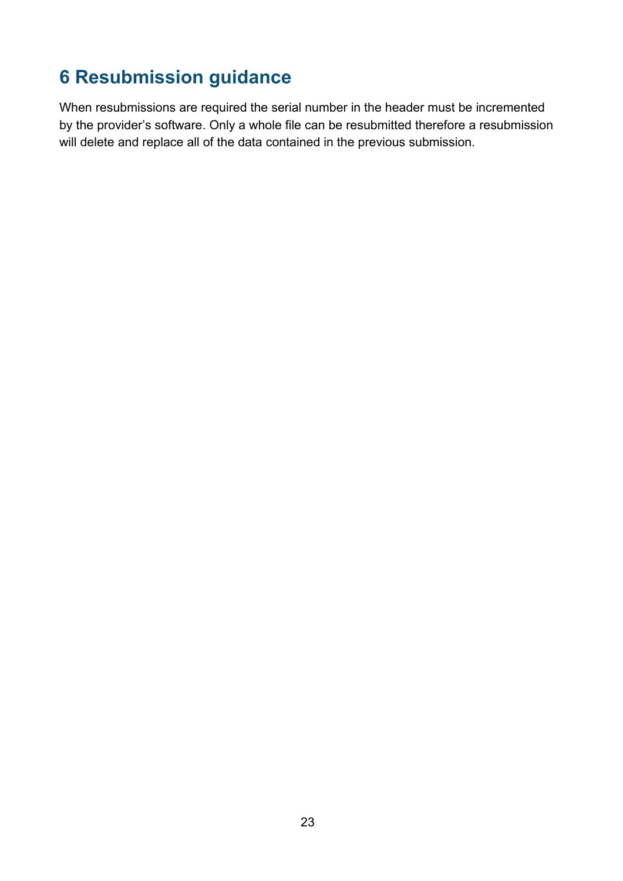# 6 Resubmission guidance

When resubmissions are required the serial number in the header must be incremented by the provider's software. Only a whole file can be resubmitted therefore a resubmission will delete and replace all of the data contained in the previous submission.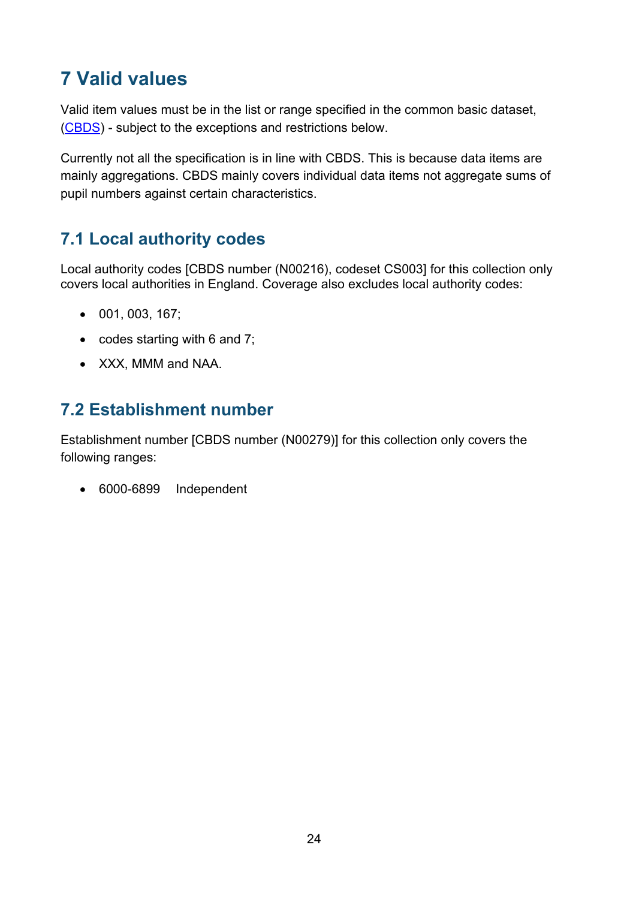# 7 Valid values

Valid item values must be in the list or range specified in the common basic dataset, (CBDS) - subject to the exceptions and restrictions below.

Currently not all the specification is in line with CBDS. This is because data items are mainly aggregations. CBDS mainly covers individual data items not aggregate sums of pupil numbers against certain characteristics.

## 7.1 Local authority codes

Local authority codes [CBDS number (N00216), codeset CS003] for this collection only covers local authorities in England. Coverage also excludes local authority codes:

- 001, 003, 167;
- codes starting with 6 and 7;
- XXX, MMM and NAA.

## 7.2 Establishment number

Establishment number [CBDS number (N00279)] for this collection only covers the following ranges:

- 6000-6899 Independent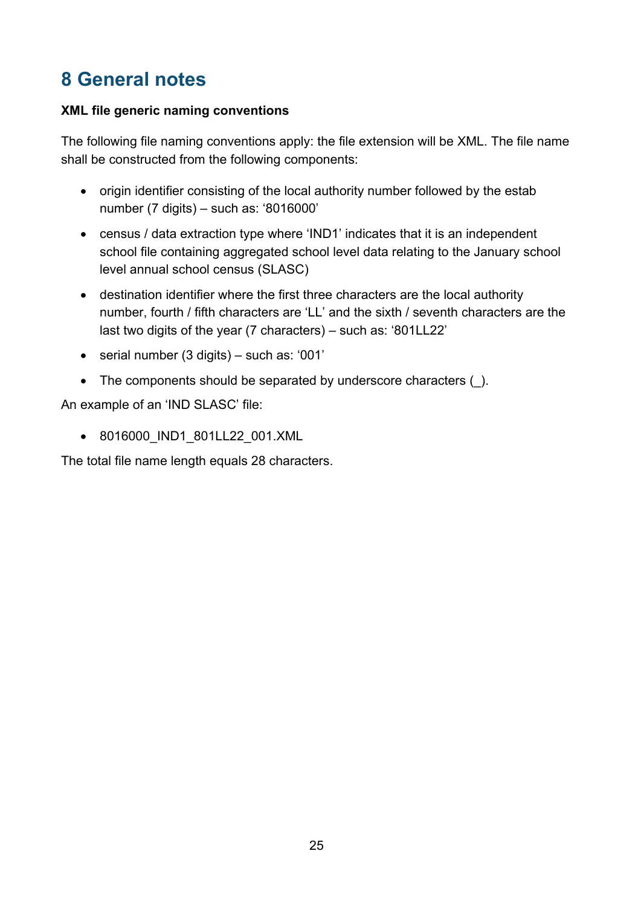# 8 General notes

**XML file generic naming conventions**

The following file naming conventions apply: the file extension will be XML. The file name shall be constructed from the following components:

- origin identifier consisting of the local authority number followed by the estab number (7 digits) – such as: '8016000'
- census / data extraction type where 'IND1' indicates that it is an independent school file containing aggregated school level data relating to the January school level annual school census (SLASC)
- destination identifier where the first three characters are the local authority number, fourth / fifth characters are 'LL' and the sixth / seventh characters are the last two digits of the year (7 characters) – such as: '801LL22'
- serial number (3 digits) – such as: '001'
- The components should be separated by underscore characters (_).

An example of an 'IND SLASC' file:

- 8016000_IND1_801LL22_001.XML

The total file name length equals 28 characters.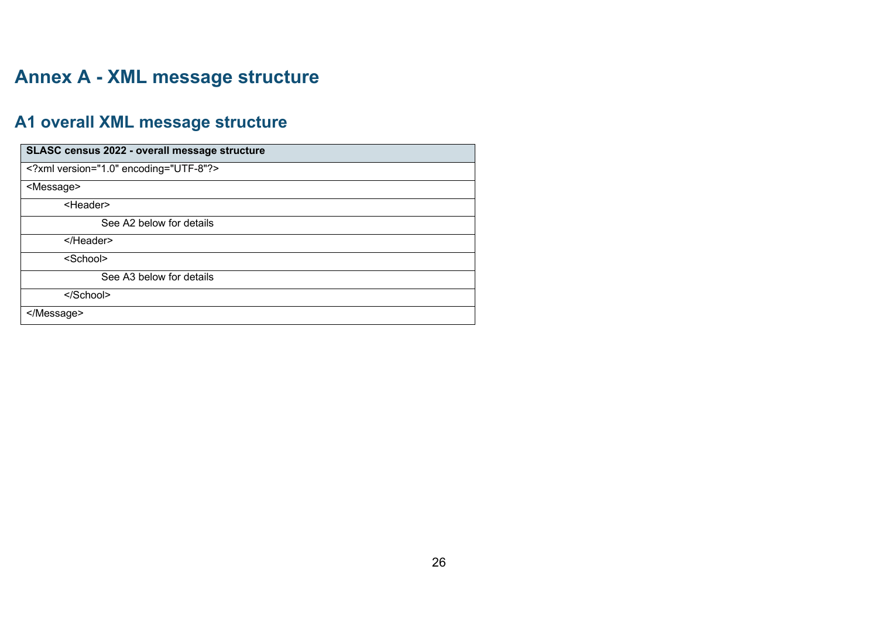# Annex A - XML message structure

## A1 overall XML message structure

| SLASC census 2022 - overall message structure |
|---|
| <?xml version="1.0" encoding="UTF-8"?> |
| <Message> |
| &nbsp;&nbsp;&nbsp;&nbsp;&nbsp;&nbsp;&nbsp;&nbsp;<Header> |
| &nbsp;&nbsp;&nbsp;&nbsp;&nbsp;&nbsp;&nbsp;&nbsp;&nbsp;&nbsp;&nbsp;&nbsp;&nbsp;&nbsp;&nbsp;&nbsp;See A2 below for details |
| &nbsp;&nbsp;&nbsp;&nbsp;&nbsp;&nbsp;&nbsp;&nbsp;</Header> |
| &nbsp;&nbsp;&nbsp;&nbsp;&nbsp;&nbsp;&nbsp;&nbsp;<School> |
| &nbsp;&nbsp;&nbsp;&nbsp;&nbsp;&nbsp;&nbsp;&nbsp;&nbsp;&nbsp;&nbsp;&nbsp;&nbsp;&nbsp;&nbsp;&nbsp;See A3 below for details |
| &nbsp;&nbsp;&nbsp;&nbsp;&nbsp;&nbsp;&nbsp;&nbsp;</School> |
| </Message> |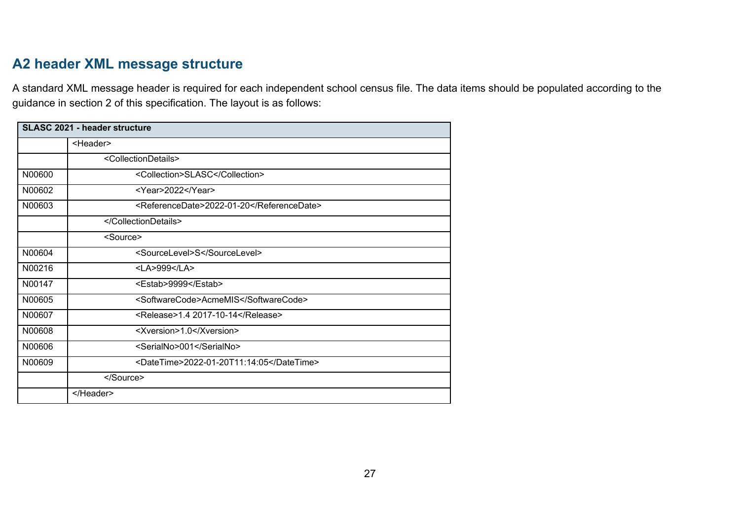## A2 header XML message structure

A standard XML message header is required for each independent school census file. The data items should be populated according to the guidance in section 2 of this specification. The layout is as follows:

| SLASC 2021 - header structure | |
|---|---|
| | <Header> |
| | <CollectionDetails> |
| N00600 | <Collection>SLASC</Collection> |
| N00602 | <Year>2022</Year> |
| N00603 | <ReferenceDate>2022-01-20</ReferenceDate> |
| | </CollectionDetails> |
| | <Source> |
| N00604 | <SourceLevel>S</SourceLevel> |
| N00216 | <LA>999</LA> |
| N00147 | <Estab>9999</Estab> |
| N00605 | <SoftwareCode>AcmeMIS</SoftwareCode> |
| N00607 | <Release>1.4 2017-10-14</Release> |
| N00608 | <Xversion>1.0</Xversion> |
| N00606 | <SerialNo>001</SerialNo> |
| N00609 | <DateTime>2022-01-20T11:14:05</DateTime> |
| | </Source> |
| | </Header> |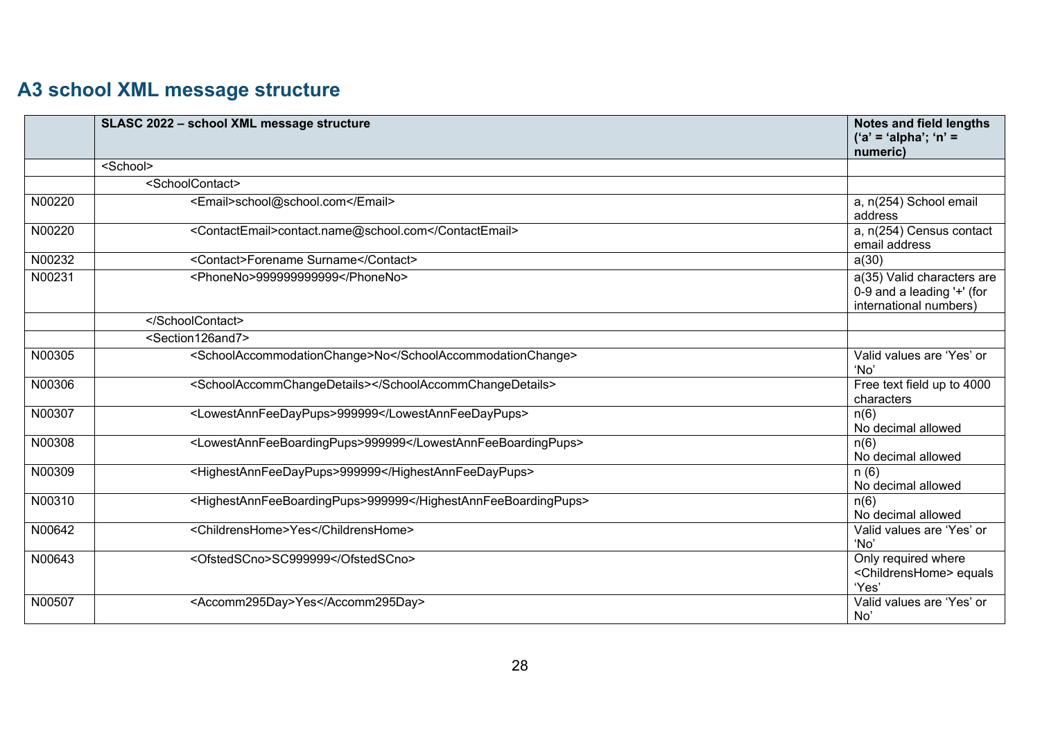## A3 school XML message structure

| | SLASC 2022 – school XML message structure | Notes and field lengths ('a' = 'alpha'; 'n' = numeric) |
|---|---|---|
| | <School> | |
| | <SchoolContact> | |
| N00220 | <Email>school@school.com</Email> | a, n(254) School email address |
| N00220 | <ContactEmail>contact.name@school.com</ContactEmail> | a, n(254) Census contact email address |
| N00232 | <Contact>Forename Surname</Contact> | a(30) |
| N00231 | <PhoneNo>999999999999</PhoneNo> | a(35) Valid characters are 0-9 and a leading '+' (for international numbers) |
| | </SchoolContact> | |
| | <Section126and7> | |
| N00305 | <SchoolAccommodationChange>No</SchoolAccommodationChange> | Valid values are 'Yes' or 'No' |
| N00306 | <SchoolAccommChangeDetails></SchoolAccommChangeDetails> | Free text field up to 4000 characters |
| N00307 | <LowestAnnFeeDayPups>999999</LowestAnnFeeDayPups> | n(6) No decimal allowed |
| N00308 | <LowestAnnFeeBoardingPups>999999</LowestAnnFeeBoardingPups> | n(6) No decimal allowed |
| N00309 | <HighestAnnFeeDayPups>999999</HighestAnnFeeDayPups> | n (6) No decimal allowed |
| N00310 | <HighestAnnFeeBoardingPups>999999</HighestAnnFeeBoardingPups> | n(6) No decimal allowed |
| N00642 | <ChildrensHome>Yes</ChildrensHome> | Valid values are 'Yes' or 'No' |
| N00643 | <OfstedSCno>SC999999</OfstedSCno> | Only required where <ChildrensHome> equals 'Yes' |
| N00507 | <Accomm295Day>Yes</Accomm295Day> | Valid values are 'Yes' or No' |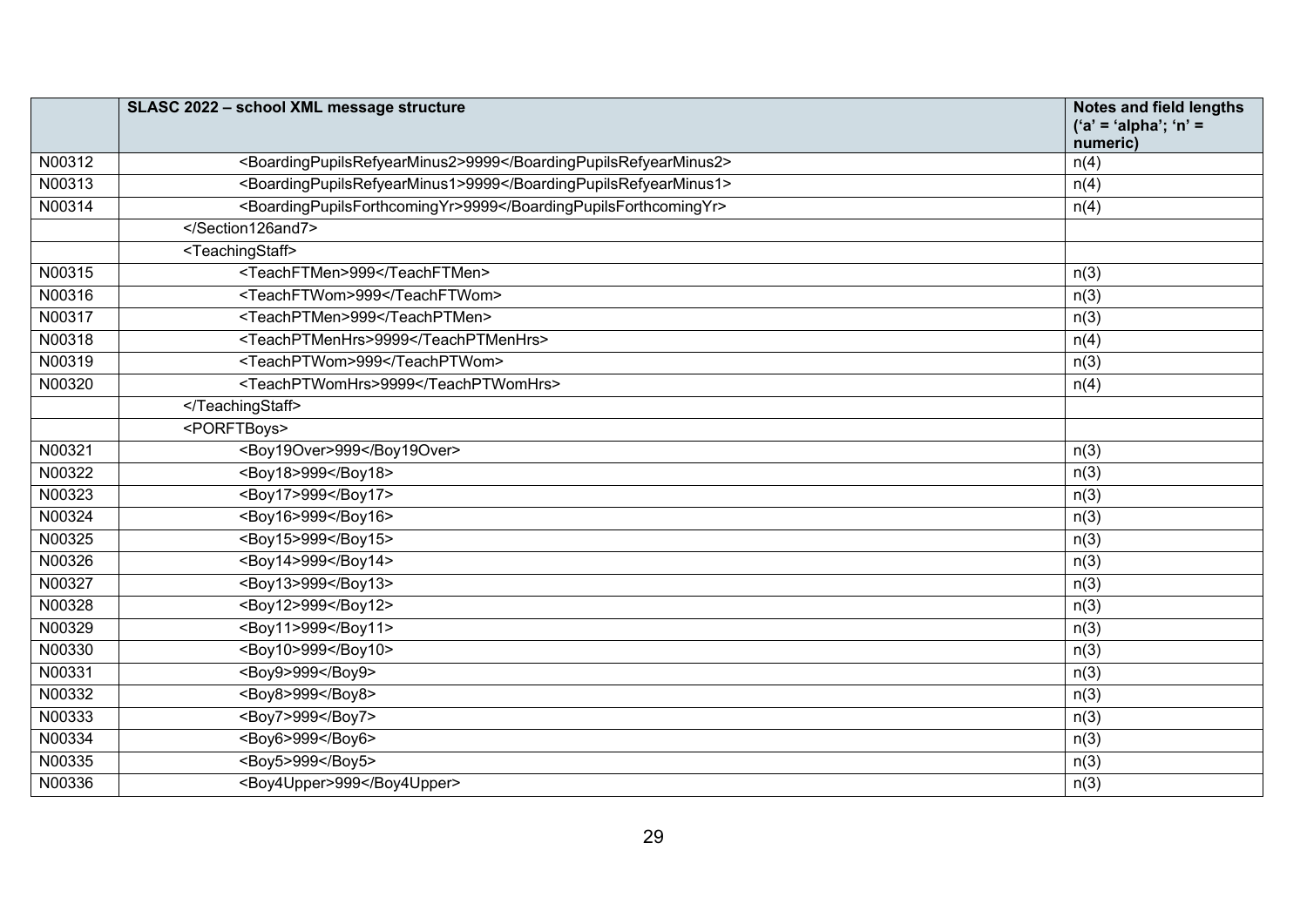|  | SLASC 2022 – school XML message structure | Notes and field lengths ('a' = 'alpha'; 'n' = numeric) |
|---|---|---|
| N00312 | <BoardingPupilsRefyearMinus2>9999</BoardingPupilsRefyearMinus2> | n(4) |
| N00313 | <BoardingPupilsRefyearMinus1>9999</BoardingPupilsRefyearMinus1> | n(4) |
| N00314 | <BoardingPupilsForthcomingYr>9999</BoardingPupilsForthcomingYr> | n(4) |
|  | </Section126and7> |  |
|  | <TeachingStaff> |  |
| N00315 | <TeachFTMen>999</TeachFTMen> | n(3) |
| N00316 | <TeachFTWom>999</TeachFTWom> | n(3) |
| N00317 | <TeachPTMen>999</TeachPTMen> | n(3) |
| N00318 | <TeachPTMenHrs>9999</TeachPTMenHrs> | n(4) |
| N00319 | <TeachPTWom>999</TeachPTWom> | n(3) |
| N00320 | <TeachPTWomHrs>9999</TeachPTWomHrs> | n(4) |
|  | </TeachingStaff> |  |
|  | <PORFTBoys> |  |
| N00321 | <Boy19Over>999</Boy19Over> | n(3) |
| N00322 | <Boy18>999</Boy18> | n(3) |
| N00323 | <Boy17>999</Boy17> | n(3) |
| N00324 | <Boy16>999</Boy16> | n(3) |
| N00325 | <Boy15>999</Boy15> | n(3) |
| N00326 | <Boy14>999</Boy14> | n(3) |
| N00327 | <Boy13>999</Boy13> | n(3) |
| N00328 | <Boy12>999</Boy12> | n(3) |
| N00329 | <Boy11>999</Boy11> | n(3) |
| N00330 | <Boy10>999</Boy10> | n(3) |
| N00331 | <Boy9>999</Boy9> | n(3) |
| N00332 | <Boy8>999</Boy8> | n(3) |
| N00333 | <Boy7>999</Boy7> | n(3) |
| N00334 | <Boy6>999</Boy6> | n(3) |
| N00335 | <Boy5>999</Boy5> | n(3) |
| N00336 | <Boy4Upper>999</Boy4Upper> | n(3) |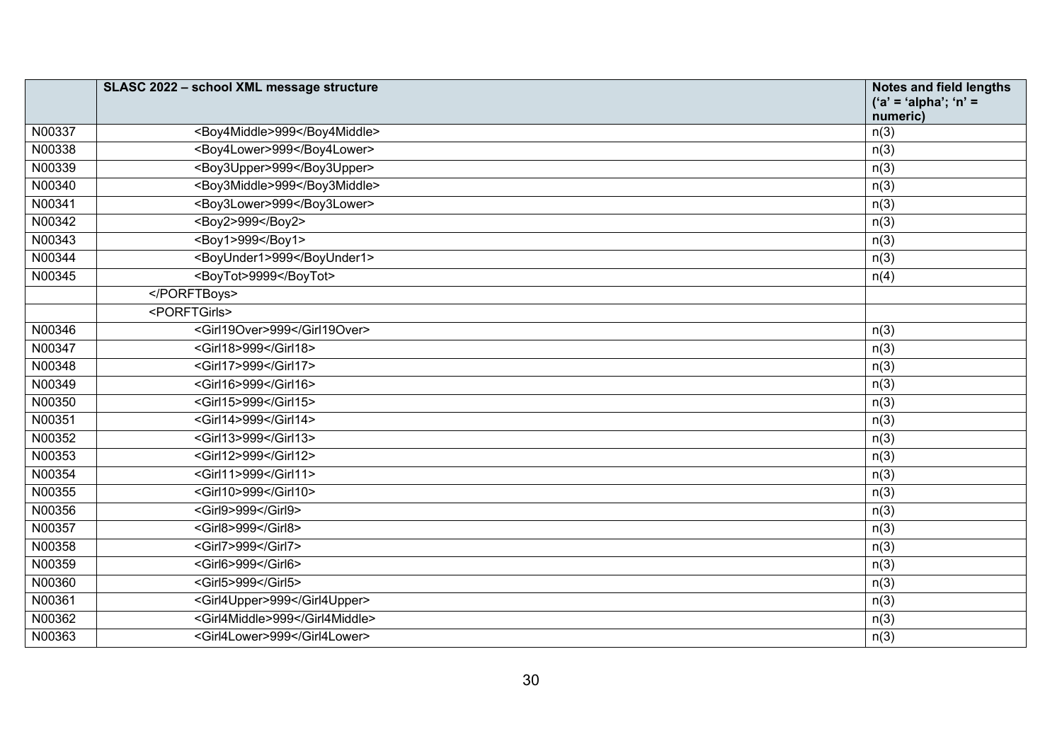|  | SLASC 2022 – school XML message structure | Notes and field lengths ('a' = 'alpha'; 'n' = numeric) |
|---|---|---|
| N00337 | <Boy4Middle>999</Boy4Middle> | n(3) |
| N00338 | <Boy4Lower>999</Boy4Lower> | n(3) |
| N00339 | <Boy3Upper>999</Boy3Upper> | n(3) |
| N00340 | <Boy3Middle>999</Boy3Middle> | n(3) |
| N00341 | <Boy3Lower>999</Boy3Lower> | n(3) |
| N00342 | <Boy2>999</Boy2> | n(3) |
| N00343 | <Boy1>999</Boy1> | n(3) |
| N00344 | <BoyUnder1>999</BoyUnder1> | n(3) |
| N00345 | <BoyTot>9999</BoyTot> | n(4) |
|  | </PORFTBoys> |  |
|  | <PORFTGirls> |  |
| N00346 | <Girl19Over>999</Girl19Over> | n(3) |
| N00347 | <Girl18>999</Girl18> | n(3) |
| N00348 | <Girl17>999</Girl17> | n(3) |
| N00349 | <Girl16>999</Girl16> | n(3) |
| N00350 | <Girl15>999</Girl15> | n(3) |
| N00351 | <Girl14>999</Girl14> | n(3) |
| N00352 | <Girl13>999</Girl13> | n(3) |
| N00353 | <Girl12>999</Girl12> | n(3) |
| N00354 | <Girl11>999</Girl11> | n(3) |
| N00355 | <Girl10>999</Girl10> | n(3) |
| N00356 | <Girl9>999</Girl9> | n(3) |
| N00357 | <Girl8>999</Girl8> | n(3) |
| N00358 | <Girl7>999</Girl7> | n(3) |
| N00359 | <Girl6>999</Girl6> | n(3) |
| N00360 | <Girl5>999</Girl5> | n(3) |
| N00361 | <Girl4Upper>999</Girl4Upper> | n(3) |
| N00362 | <Girl4Middle>999</Girl4Middle> | n(3) |
| N00363 | <Girl4Lower>999</Girl4Lower> | n(3) |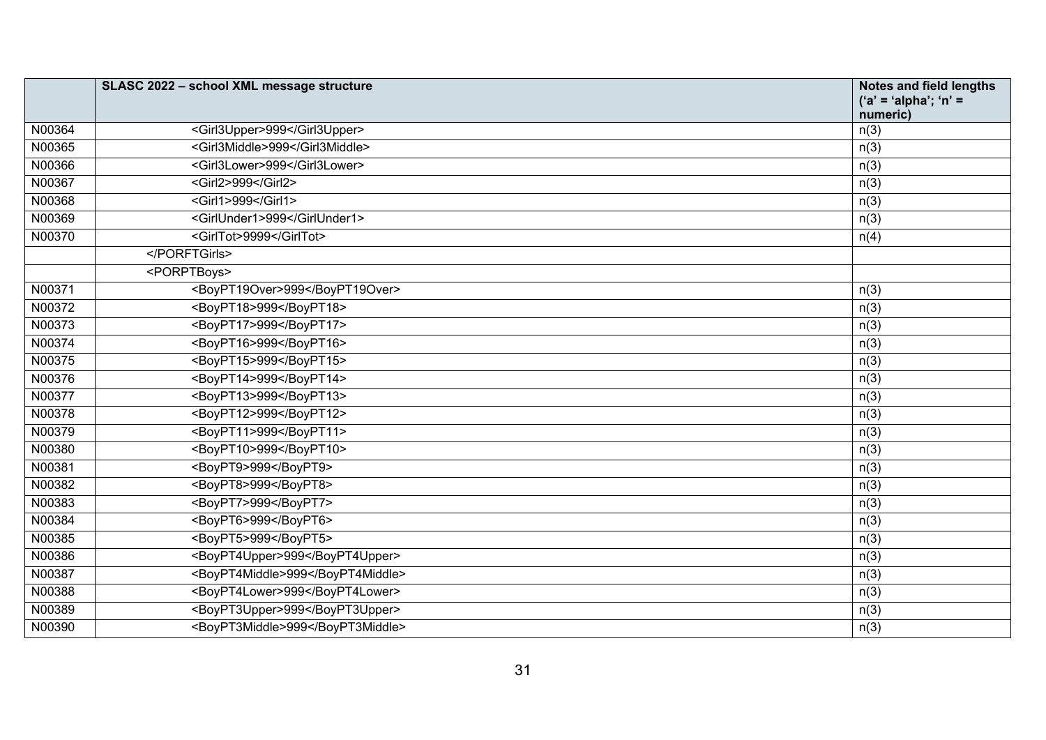| | SLASC 2022 – school XML message structure | Notes and field lengths ('a' = 'alpha'; 'n' = numeric) |
|---|---|---|
| N00364 | <Girl3Upper>999</Girl3Upper> | n(3) |
| N00365 | <Girl3Middle>999</Girl3Middle> | n(3) |
| N00366 | <Girl3Lower>999</Girl3Lower> | n(3) |
| N00367 | <Girl2>999</Girl2> | n(3) |
| N00368 | <Girl1>999</Girl1> | n(3) |
| N00369 | <GirlUnder1>999</GirlUnder1> | n(3) |
| N00370 | <GirlTot>9999</GirlTot> | n(4) |
| | </PORFTGirls> | |
| | <PORPTBoys> | |
| N00371 | <BoyPT19Over>999</BoyPT19Over> | n(3) |
| N00372 | <BoyPT18>999</BoyPT18> | n(3) |
| N00373 | <BoyPT17>999</BoyPT17> | n(3) |
| N00374 | <BoyPT16>999</BoyPT16> | n(3) |
| N00375 | <BoyPT15>999</BoyPT15> | n(3) |
| N00376 | <BoyPT14>999</BoyPT14> | n(3) |
| N00377 | <BoyPT13>999</BoyPT13> | n(3) |
| N00378 | <BoyPT12>999</BoyPT12> | n(3) |
| N00379 | <BoyPT11>999</BoyPT11> | n(3) |
| N00380 | <BoyPT10>999</BoyPT10> | n(3) |
| N00381 | <BoyPT9>999</BoyPT9> | n(3) |
| N00382 | <BoyPT8>999</BoyPT8> | n(3) |
| N00383 | <BoyPT7>999</BoyPT7> | n(3) |
| N00384 | <BoyPT6>999</BoyPT6> | n(3) |
| N00385 | <BoyPT5>999</BoyPT5> | n(3) |
| N00386 | <BoyPT4Upper>999</BoyPT4Upper> | n(3) |
| N00387 | <BoyPT4Middle>999</BoyPT4Middle> | n(3) |
| N00388 | <BoyPT4Lower>999</BoyPT4Lower> | n(3) |
| N00389 | <BoyPT3Upper>999</BoyPT3Upper> | n(3) |
| N00390 | <BoyPT3Middle>999</BoyPT3Middle> | n(3) |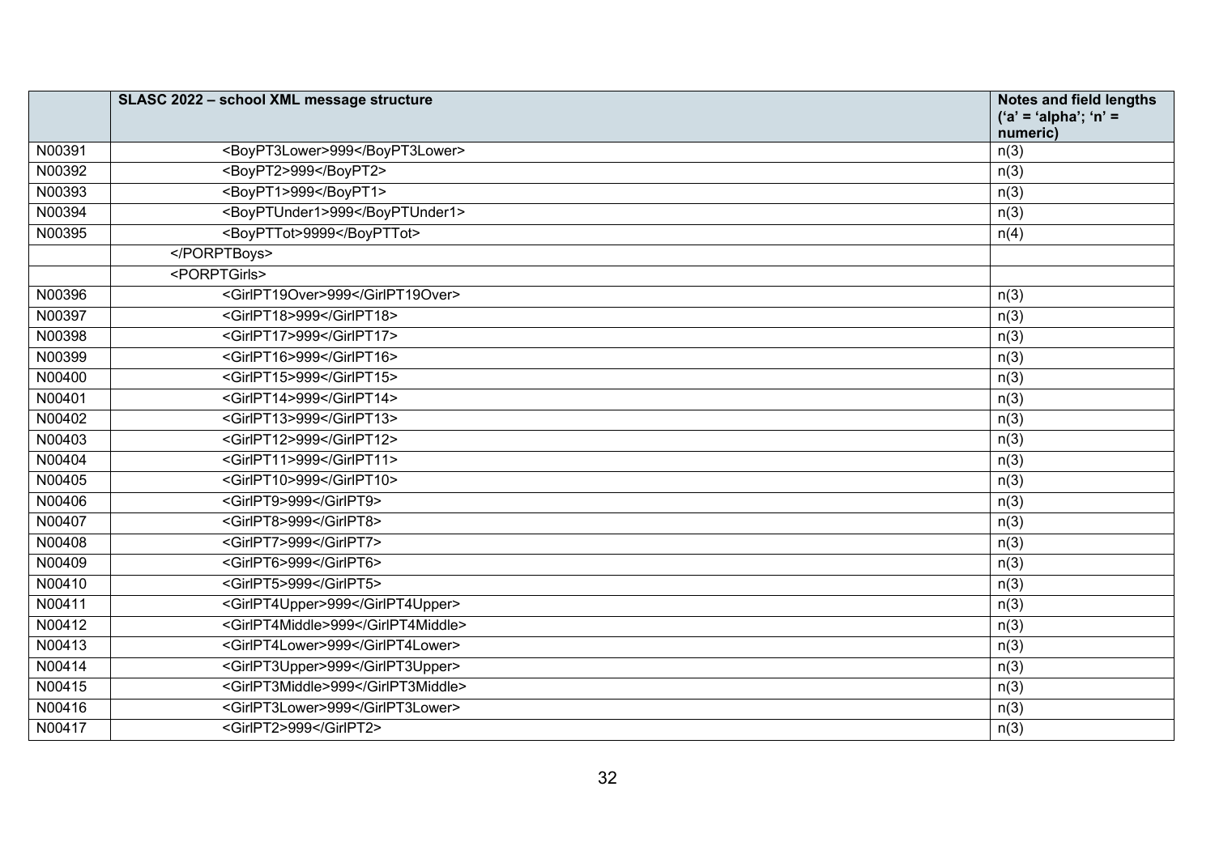| | SLASC 2022 – school XML message structure | Notes and field lengths ('a' = 'alpha'; 'n' = numeric) |
|---|---|---|
| N00391 | <BoyPT3Lower>999</BoyPT3Lower> | n(3) |
| N00392 | <BoyPT2>999</BoyPT2> | n(3) |
| N00393 | <BoyPT1>999</BoyPT1> | n(3) |
| N00394 | <BoyPTUnder1>999</BoyPTUnder1> | n(3) |
| N00395 | <BoyPTTot>9999</BoyPTTot> | n(4) |
| | </PORPTBoys> | |
| | <PORPTGirls> | |
| N00396 | <GirlPT19Over>999</GirlPT19Over> | n(3) |
| N00397 | <GirlPT18>999</GirlPT18> | n(3) |
| N00398 | <GirlPT17>999</GirlPT17> | n(3) |
| N00399 | <GirlPT16>999</GirlPT16> | n(3) |
| N00400 | <GirlPT15>999</GirlPT15> | n(3) |
| N00401 | <GirlPT14>999</GirlPT14> | n(3) |
| N00402 | <GirlPT13>999</GirlPT13> | n(3) |
| N00403 | <GirlPT12>999</GirlPT12> | n(3) |
| N00404 | <GirlPT11>999</GirlPT11> | n(3) |
| N00405 | <GirlPT10>999</GirlPT10> | n(3) |
| N00406 | <GirlPT9>999</GirlPT9> | n(3) |
| N00407 | <GirlPT8>999</GirlPT8> | n(3) |
| N00408 | <GirlPT7>999</GirlPT7> | n(3) |
| N00409 | <GirlPT6>999</GirlPT6> | n(3) |
| N00410 | <GirlPT5>999</GirlPT5> | n(3) |
| N00411 | <GirlPT4Upper>999</GirlPT4Upper> | n(3) |
| N00412 | <GirlPT4Middle>999</GirlPT4Middle> | n(3) |
| N00413 | <GirlPT4Lower>999</GirlPT4Lower> | n(3) |
| N00414 | <GirlPT3Upper>999</GirlPT3Upper> | n(3) |
| N00415 | <GirlPT3Middle>999</GirlPT3Middle> | n(3) |
| N00416 | <GirlPT3Lower>999</GirlPT3Lower> | n(3) |
| N00417 | <GirlPT2>999</GirlPT2> | n(3) |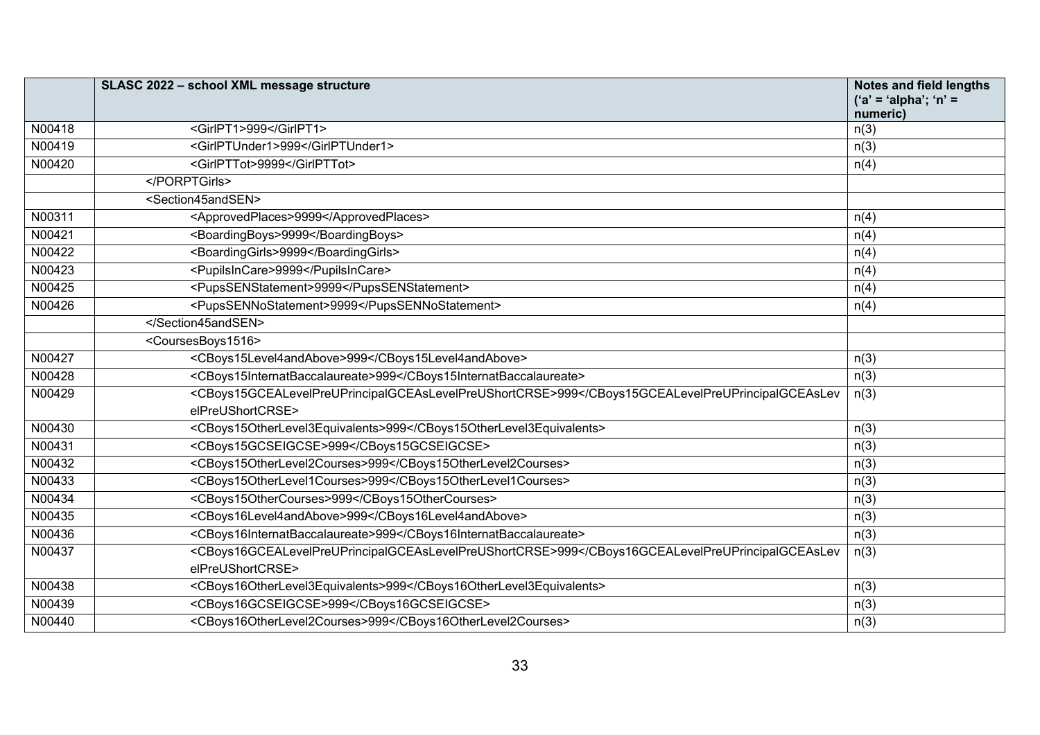|  | SLASC 2022 – school XML message structure | Notes and field lengths ('a' = 'alpha'; 'n' = numeric) |
|---|---|---|
| N00418 | <GirlPT1>999</GirlPT1> | n(3) |
| N00419 | <GirlPTUnder1>999</GirlPTUnder1> | n(3) |
| N00420 | <GirlPTTot>9999</GirlPTTot> | n(4) |
|  | </PORPTGirls> |  |
|  | <Section45andSEN> |  |
| N00311 | <ApprovedPlaces>9999</ApprovedPlaces> | n(4) |
| N00421 | <BoardingBoys>9999</BoardingBoys> | n(4) |
| N00422 | <BoardingGirls>9999</BoardingGirls> | n(4) |
| N00423 | <PupilsInCare>9999</PupilsInCare> | n(4) |
| N00425 | <PupsSENStatement>9999</PupsSENStatement> | n(4) |
| N00426 | <PupsSENNoStatement>9999</PupsSENNoStatement> | n(4) |
|  | </Section45andSEN> |  |
|  | <CoursesBoys1516> |  |
| N00427 | <CBoys15Level4andAbove>999</CBoys15Level4andAbove> | n(3) |
| N00428 | <CBoys15InternatBaccalaureate>999</CBoys15InternatBaccalaureate> | n(3) |
| N00429 | <CBoys15GCEALevelPreUPrincipalGCEAsLevelPreUShortCRSE>999</CBoys15GCEALevelPreUPrincipalGCEAsLevelPreUShortCRSE> | n(3) |
| N00430 | <CBoys15OtherLevel3Equivalents>999</CBoys15OtherLevel3Equivalents> | n(3) |
| N00431 | <CBoys15GCSEIGCSE>999</CBoys15GCSEIGCSE> | n(3) |
| N00432 | <CBoys15OtherLevel2Courses>999</CBoys15OtherLevel2Courses> | n(3) |
| N00433 | <CBoys15OtherLevel1Courses>999</CBoys15OtherLevel1Courses> | n(3) |
| N00434 | <CBoys15OtherCourses>999</CBoys15OtherCourses> | n(3) |
| N00435 | <CBoys16Level4andAbove>999</CBoys16Level4andAbove> | n(3) |
| N00436 | <CBoys16InternatBaccalaureate>999</CBoys16InternatBaccalaureate> | n(3) |
| N00437 | <CBoys16GCEALevelPreUPrincipalGCEAsLevelPreUShortCRSE>999</CBoys16GCEALevelPreUPrincipalGCEAsLevelPreUShortCRSE> | n(3) |
| N00438 | <CBoys16OtherLevel3Equivalents>999</CBoys16OtherLevel3Equivalents> | n(3) |
| N00439 | <CBoys16GCSEIGCSE>999</CBoys16GCSEIGCSE> | n(3) |
| N00440 | <CBoys16OtherLevel2Courses>999</CBoys16OtherLevel2Courses> | n(3) |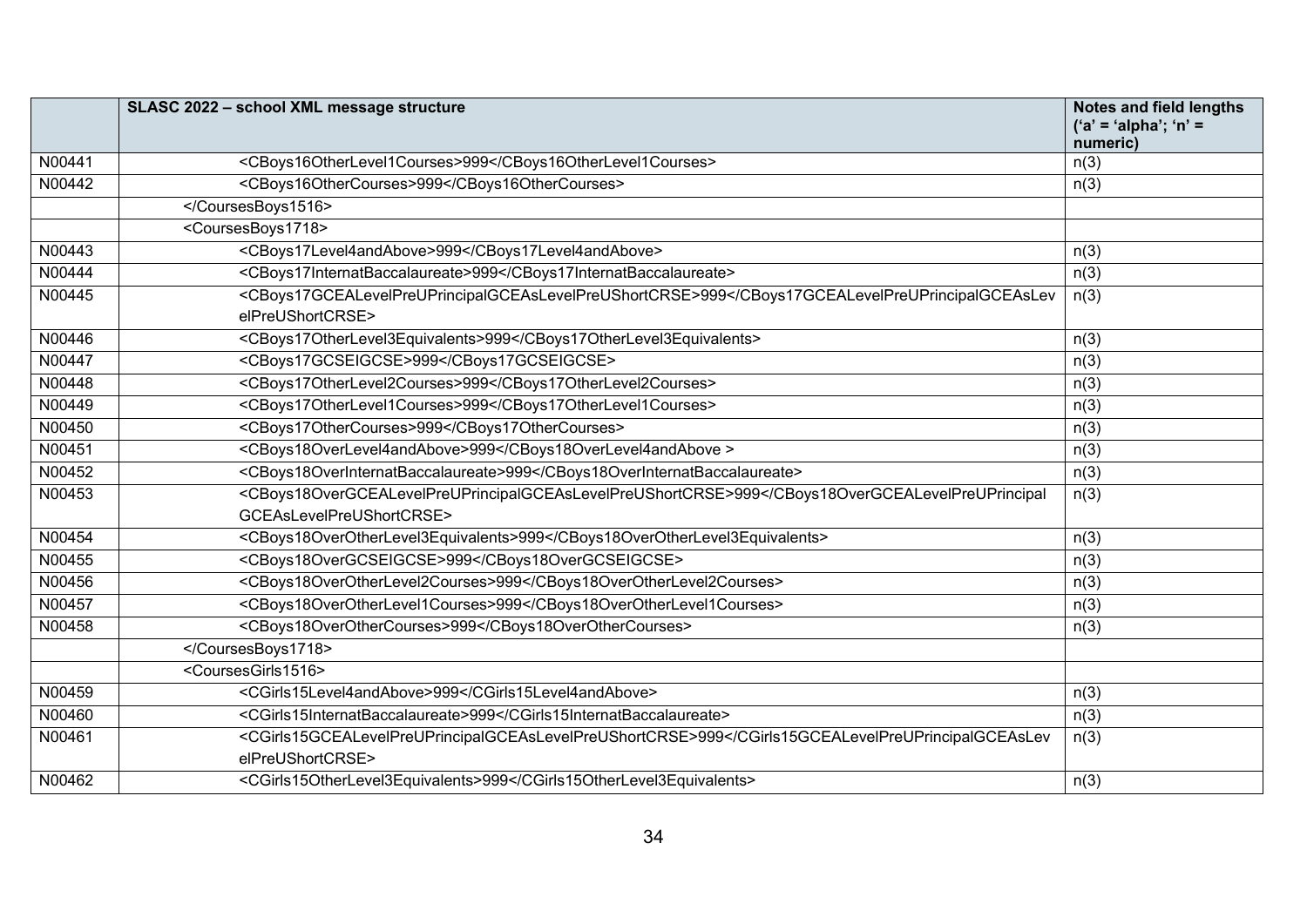|  | SLASC 2022 – school XML message structure | Notes and field lengths ('a' = 'alpha'; 'n' = numeric) |
|---|---|---|
| N00441 | <CBoys16OtherLevel1Courses>999</CBoys16OtherLevel1Courses> | n(3) |
| N00442 | <CBoys16OtherCourses>999</CBoys16OtherCourses> | n(3) |
|  | </CoursesBoys1516> |  |
|  | <CoursesBoys1718> |  |
| N00443 | <CBoys17Level4andAbove>999</CBoys17Level4andAbove> | n(3) |
| N00444 | <CBoys17InternatBaccalaureate>999</CBoys17InternatBaccalaureate> | n(3) |
| N00445 | <CBoys17GCEALevelPreUPrincipalGCEAsLevelPreUShortCRSE>999</CBoys17GCEALevelPreUPrincipalGCEAsLevelPreUShortCRSE> | n(3) |
| N00446 | <CBoys17OtherLevel3Equivalents>999</CBoys17OtherLevel3Equivalents> | n(3) |
| N00447 | <CBoys17GCSEIGCSE>999</CBoys17GCSEIGCSE> | n(3) |
| N00448 | <CBoys17OtherLevel2Courses>999</CBoys17OtherLevel2Courses> | n(3) |
| N00449 | <CBoys17OtherLevel1Courses>999</CBoys17OtherLevel1Courses> | n(3) |
| N00450 | <CBoys17OtherCourses>999</CBoys17OtherCourses> | n(3) |
| N00451 | <CBoys18OverLevel4andAbove>999</CBoys18OverLevel4andAbove > | n(3) |
| N00452 | <CBoys18OverInternatBaccalaureate>999</CBoys18OverInternatBaccalaureate> | n(3) |
| N00453 | <CBoys18OverGCEALevelPreUPrincipalGCEAsLevelPreUShortCRSE>999</CBoys18OverGCEALevelPreUPrincipalGCEAsLevelPreUShortCRSE> | n(3) |
| N00454 | <CBoys18OverOtherLevel3Equivalents>999</CBoys18OverOtherLevel3Equivalents> | n(3) |
| N00455 | <CBoys18OverGCSEIGCSE>999</CBoys18OverGCSEIGCSE> | n(3) |
| N00456 | <CBoys18OverOtherLevel2Courses>999</CBoys18OverOtherLevel2Courses> | n(3) |
| N00457 | <CBoys18OverOtherLevel1Courses>999</CBoys18OverOtherLevel1Courses> | n(3) |
| N00458 | <CBoys18OverOtherCourses>999</CBoys18OverOtherCourses> | n(3) |
|  | </CoursesBoys1718> |  |
|  | <CoursesGirls1516> |  |
| N00459 | <CGirls15Level4andAbove>999</CGirls15Level4andAbove> | n(3) |
| N00460 | <CGirls15InternatBaccalaureate>999</CGirls15InternatBaccalaureate> | n(3) |
| N00461 | <CGirls15GCEALevelPreUPrincipalGCEAsLevelPreUShortCRSE>999</CGirls15GCEALevelPreUPrincipalGCEAsLevelPreUShortCRSE> | n(3) |
| N00462 | <CGirls15OtherLevel3Equivalents>999</CGirls15OtherLevel3Equivalents> | n(3) |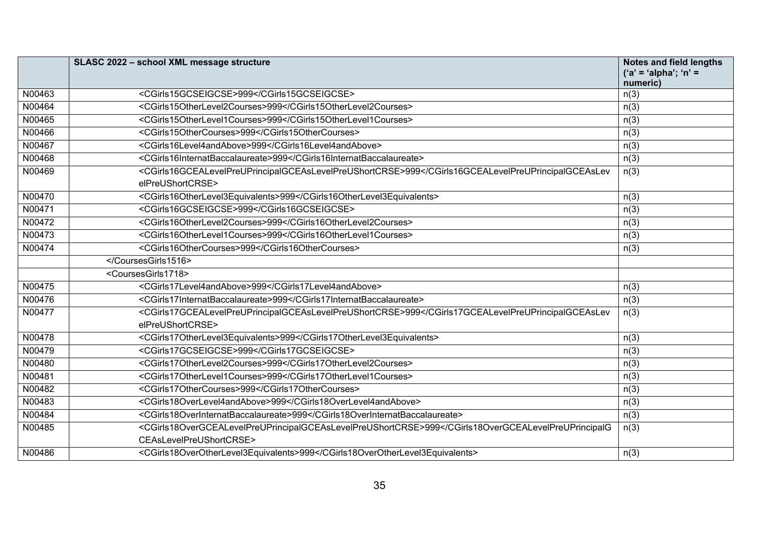|  | SLASC 2022 – school XML message structure | Notes and field lengths ('a' = 'alpha'; 'n' = numeric) |
|---|---|---|
| N00463 | <CGirls15GCSEIGCSE>999</CGirls15GCSEIGCSE> | n(3) |
| N00464 | <CGirls15OtherLevel2Courses>999</CGirls15OtherLevel2Courses> | n(3) |
| N00465 | <CGirls15OtherLevel1Courses>999</CGirls15OtherLevel1Courses> | n(3) |
| N00466 | <CGirls15OtherCourses>999</CGirls15OtherCourses> | n(3) |
| N00467 | <CGirls16Level4andAbove>999</CGirls16Level4andAbove> | n(3) |
| N00468 | <CGirls16InternatBaccalaureate>999</CGirls16InternatBaccalaureate> | n(3) |
| N00469 | <CGirls16GCEALevelPreUPrincipalGCEAsLevelPreUShortCRSE>999</CGirls16GCEALevelPreUPrincipalGCEAsLevelPreUShortCRSE> | n(3) |
| N00470 | <CGirls16OtherLevel3Equivalents>999</CGirls16OtherLevel3Equivalents> | n(3) |
| N00471 | <CGirls16GCSEIGCSE>999</CGirls16GCSEIGCSE> | n(3) |
| N00472 | <CGirls16OtherLevel2Courses>999</CGirls16OtherLevel2Courses> | n(3) |
| N00473 | <CGirls16OtherLevel1Courses>999</CGirls16OtherLevel1Courses> | n(3) |
| N00474 | <CGirls16OtherCourses>999</CGirls16OtherCourses> | n(3) |
|  | </CoursesGirls1516> |  |
|  | <CoursesGirls1718> |  |
| N00475 | <CGirls17Level4andAbove>999</CGirls17Level4andAbove> | n(3) |
| N00476 | <CGirls17InternatBaccalaureate>999</CGirls17InternatBaccalaureate> | n(3) |
| N00477 | <CGirls17GCEALevelPreUPrincipalGCEAsLevelPreUShortCRSE>999</CGirls17GCEALevelPreUPrincipalGCEAsLevelPreUShortCRSE> | n(3) |
| N00478 | <CGirls17OtherLevel3Equivalents>999</CGirls17OtherLevel3Equivalents> | n(3) |
| N00479 | <CGirls17GCSEIGCSE>999</CGirls17GCSEIGCSE> | n(3) |
| N00480 | <CGirls17OtherLevel2Courses>999</CGirls17OtherLevel2Courses> | n(3) |
| N00481 | <CGirls17OtherLevel1Courses>999</CGirls17OtherLevel1Courses> | n(3) |
| N00482 | <CGirls17OtherCourses>999</CGirls17OtherCourses> | n(3) |
| N00483 | <CGirls18OverLevel4andAbove>999</CGirls18OverLevel4andAbove> | n(3) |
| N00484 | <CGirls18OverInternatBaccalaureate>999</CGirls18OverInternatBaccalaureate> | n(3) |
| N00485 | <CGirls18OverGCEALevelPreUPrincipalGCEAsLevelPreUShortCRSE>999</CGirls18OverGCEALevelPreUPrincipalGCEAsLevelPreUShortCRSE> | n(3) |
| N00486 | <CGirls18OverOtherLevel3Equivalents>999</CGirls18OverOtherLevel3Equivalents> | n(3) |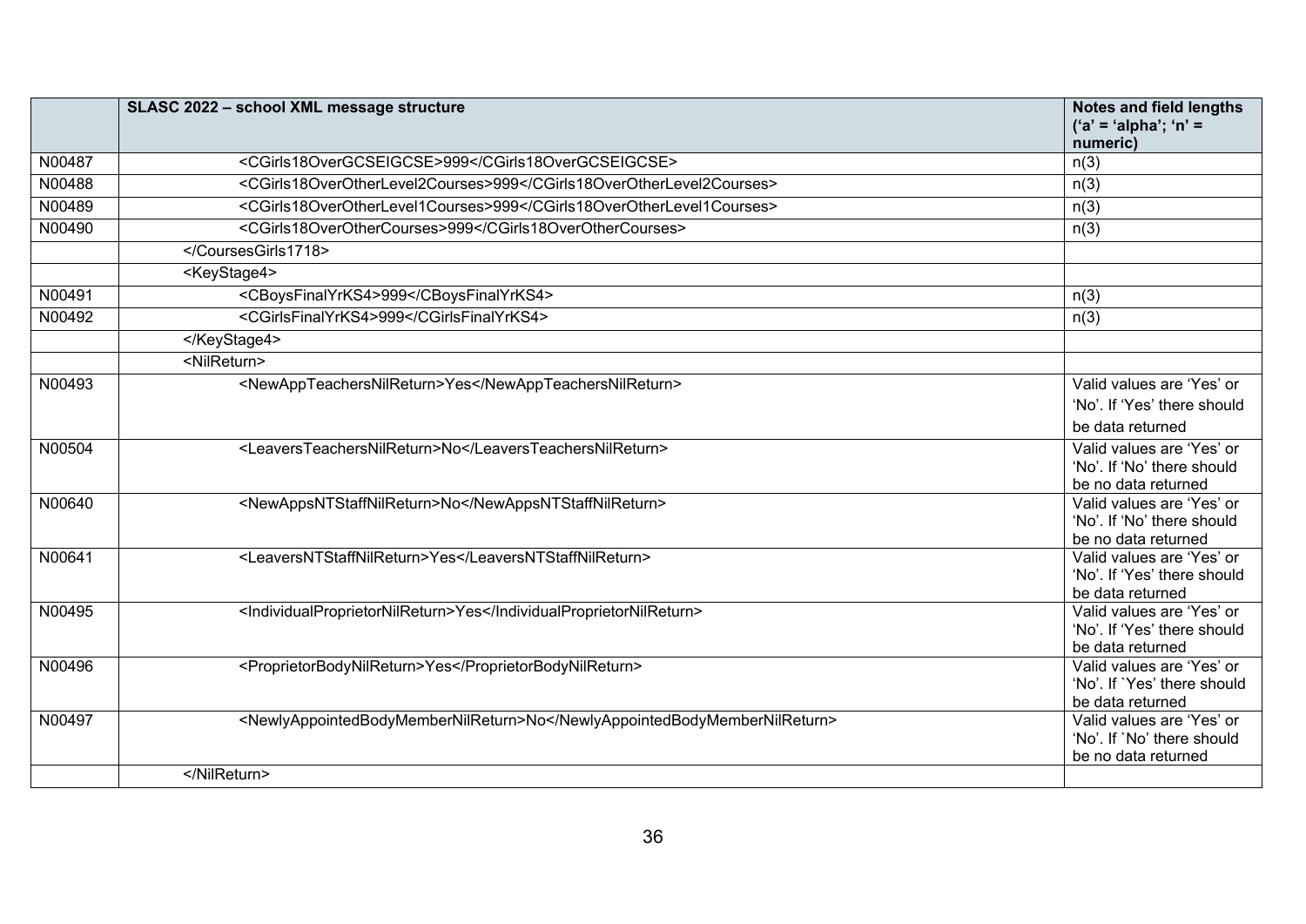|  | SLASC 2022 – school XML message structure | Notes and field lengths ('a' = 'alpha'; 'n' = numeric) |
|---|---|---|
| N00487 | <CGirls18OverGCSEIGCSE>999</CGirls18OverGCSEIGCSE> | n(3) |
| N00488 | <CGirls18OverOtherLevel2Courses>999</CGirls18OverOtherLevel2Courses> | n(3) |
| N00489 | <CGirls18OverOtherLevel1Courses>999</CGirls18OverOtherLevel1Courses> | n(3) |
| N00490 | <CGirls18OverOtherCourses>999</CGirls18OverOtherCourses> | n(3) |
|  | </CoursesGirls1718> |  |
|  | <KeyStage4> |  |
| N00491 | <CBoysFinalYrKS4>999</CBoysFinalYrKS4> | n(3) |
| N00492 | <CGirlsFinalYrKS4>999</CGirlsFinalYrKS4> | n(3) |
|  | </KeyStage4> |  |
|  | <NilReturn> |  |
| N00493 | <NewAppTeachersNilReturn>Yes</NewAppTeachersNilReturn> | Valid values are 'Yes' or 'No'. If 'Yes' there should be data returned |
| N00504 | <LeaversTeachersNilReturn>No</LeaversTeachersNilReturn> | Valid values are 'Yes' or 'No'. If 'No' there should be no data returned |
| N00640 | <NewAppsNTStaffNilReturn>No</NewAppsNTStaffNilReturn> | Valid values are 'Yes' or 'No'. If 'No' there should be no data returned |
| N00641 | <LeaversNTStaffNilReturn>Yes</LeaversNTStaffNilReturn> | Valid values are 'Yes' or 'No'. If 'Yes' there should be data returned |
| N00495 | <IndividualProprietorNilReturn>Yes</IndividualProprietorNilReturn> | Valid values are 'Yes' or 'No'. If 'Yes' there should be data returned |
| N00496 | <ProprietorBodyNilReturn>Yes</ProprietorBodyNilReturn> | Valid values are 'Yes' or 'No'. If `Yes' there should be data returned |
| N00497 | <NewlyAppointedBodyMemberNilReturn>No</NewlyAppointedBodyMemberNilReturn> | Valid values are 'Yes' or 'No'. If `No' there should be no data returned |
|  | </NilReturn> |  |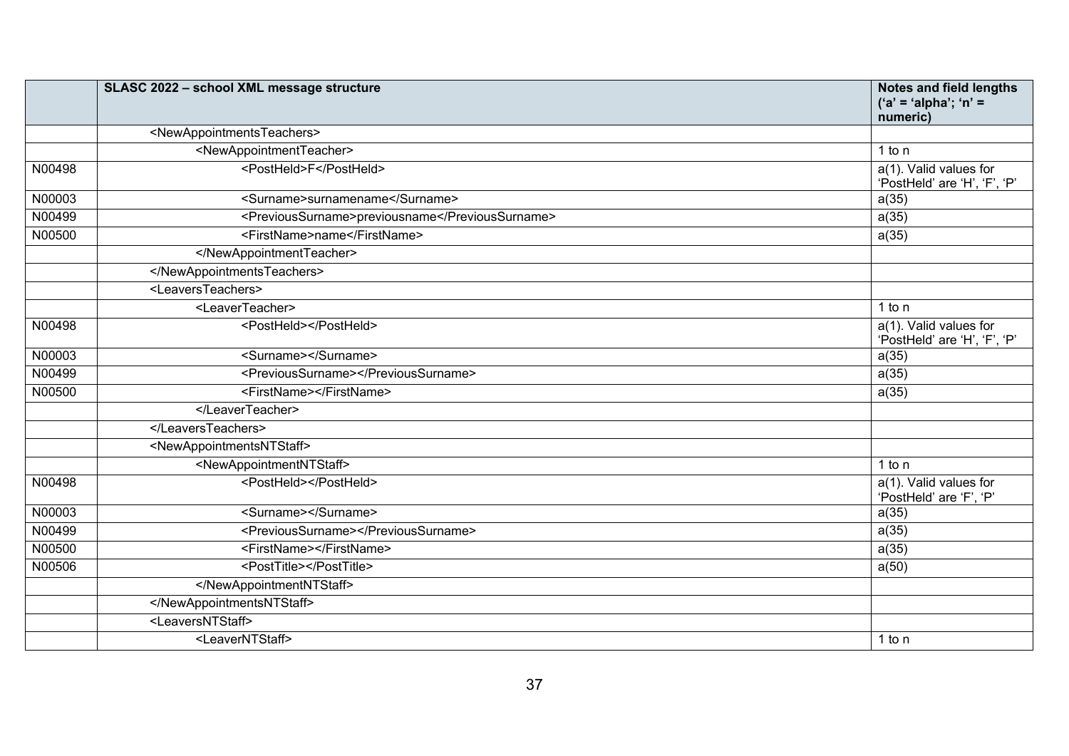| | SLASC 2022 – school XML message structure | Notes and field lengths ('a' = 'alpha'; 'n' = numeric) |
|---|---|---|
| | <NewAppointmentsTeachers> | |
| | <NewAppointmentTeacher> | 1 to n |
| N00498 | <PostHeld>F</PostHeld> | a(1). Valid values for 'PostHeld' are 'H', 'F', 'P' |
| N00003 | <Surname>surnamename</Surname> | a(35) |
| N00499 | <PreviousSurname>previousname</PreviousSurname> | a(35) |
| N00500 | <FirstName>name</FirstName> | a(35) |
| | </NewAppointmentTeacher> | |
| | </NewAppointmentsTeachers> | |
| | <LeaversTeachers> | |
| | <LeaverTeacher> | 1 to n |
| N00498 | <PostHeld></PostHeld> | a(1). Valid values for 'PostHeld' are 'H', 'F', 'P' |
| N00003 | <Surname></Surname> | a(35) |
| N00499 | <PreviousSurname></PreviousSurname> | a(35) |
| N00500 | <FirstName></FirstName> | a(35) |
| | </LeaverTeacher> | |
| | </LeaversTeachers> | |
| | <NewAppointmentsNTStaff> | |
| | <NewAppointmentNTStaff> | 1 to n |
| N00498 | <PostHeld></PostHeld> | a(1). Valid values for 'PostHeld' are 'F', 'P' |
| N00003 | <Surname></Surname> | a(35) |
| N00499 | <PreviousSurname></PreviousSurname> | a(35) |
| N00500 | <FirstName></FirstName> | a(35) |
| N00506 | <PostTitle></PostTitle> | a(50) |
| | </NewAppointmentNTStaff> | |
| | </NewAppointmentsNTStaff> | |
| | <LeaversNTStaff> | |
| | <LeaverNTStaff> | 1 to n |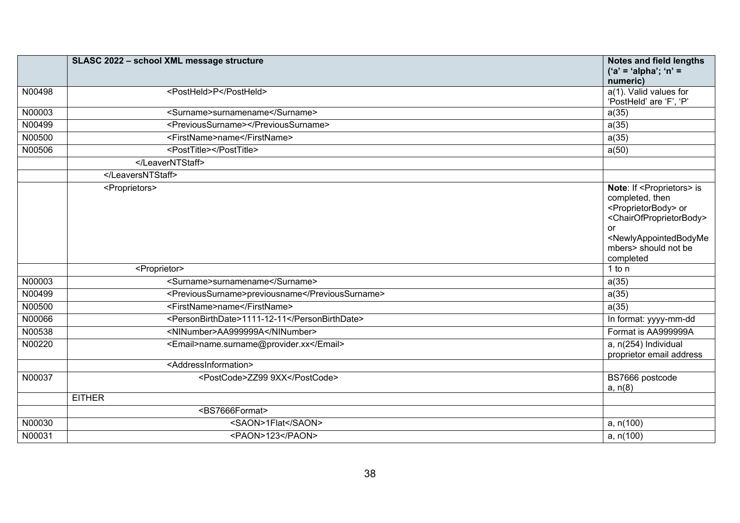|  | SLASC 2022 – school XML message structure | Notes and field lengths ('a' = 'alpha'; 'n' = numeric) |
|---|---|---|
| N00498 | <PostHeld>P</PostHeld> | a(1). Valid values for 'PostHeld' are 'F', 'P' |
| N00003 | <Surname>surnamename</Surname> | a(35) |
| N00499 | <PreviousSurname></PreviousSurname> | a(35) |
| N00500 | <FirstName>name</FirstName> | a(35) |
| N00506 | <PostTitle></PostTitle> | a(50) |
|  | </LeaverNTStaff> |  |
|  | </LeaversNTStaff> |  |
|  | <Proprietors> | **Note**: If <Proprietors> is completed, then <ProprietorBody> or <ChairOfProprietorBody> or <NewlyAppointedBodyMembers> should not be completed |
|  | <Proprietor> | 1 to n |
| N00003 | <Surname>surnamename</Surname> | a(35) |
| N00499 | <PreviousSurname>previousname</PreviousSurname> | a(35) |
| N00500 | <FirstName>name</FirstName> | a(35) |
| N00066 | <PersonBirthDate>1111-12-11</PersonBirthDate> | In format: yyyy-mm-dd |
| N00538 | <NINumber>AA999999A</NINumber> | Format is AA999999A |
| N00220 | <Email>name.surname@provider.xx</Email> | a, n(254) Individual proprietor email address |
|  | <AddressInformation> |  |
| N00037 | <PostCode>ZZ99 9XX</PostCode> | BS7666 postcode a, n(8) |
|  | EITHER |  |
|  | <BS7666Format> |  |
| N00030 | <SAON>1Flat</SAON> | a, n(100) |
| N00031 | <PAON>123</PAON> | a, n(100) |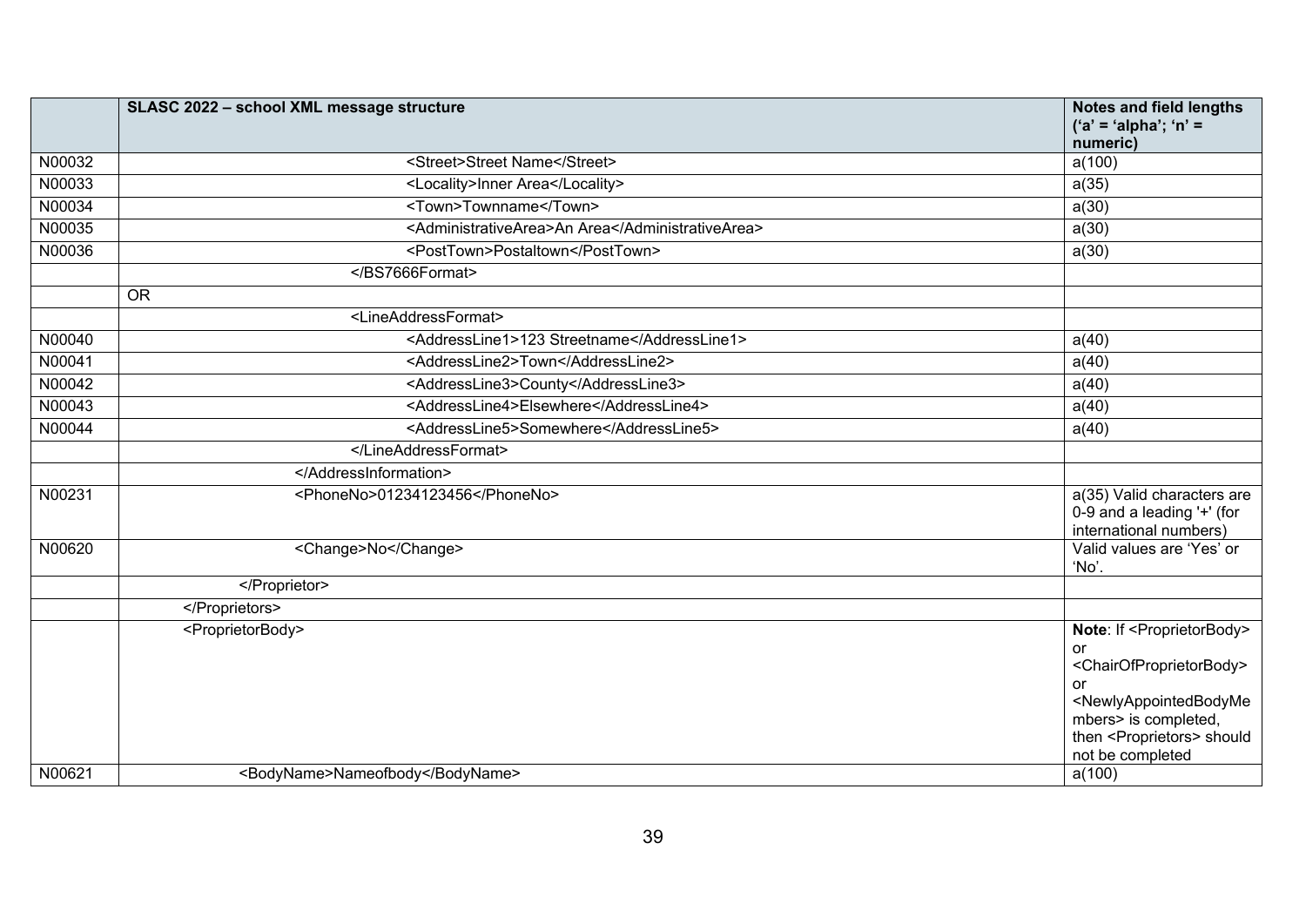|  | SLASC 2022 – school XML message structure | Notes and field lengths ('a' = 'alpha'; 'n' = numeric) |
|---|---|---|
| N00032 | <Street>Street Name</Street> | a(100) |
| N00033 | <Locality>Inner Area</Locality> | a(35) |
| N00034 | <Town>Townname</Town> | a(30) |
| N00035 | <AdministrativeArea>An Area</AdministrativeArea> | a(30) |
| N00036 | <PostTown>Postaltown</PostTown> | a(30) |
|  | </BS7666Format> |  |
|  | OR |  |
|  | <LineAddressFormat> |  |
| N00040 | <AddressLine1>123 Streetname</AddressLine1> | a(40) |
| N00041 | <AddressLine2>Town</AddressLine2> | a(40) |
| N00042 | <AddressLine3>County</AddressLine3> | a(40) |
| N00043 | <AddressLine4>Elsewhere</AddressLine4> | a(40) |
| N00044 | <AddressLine5>Somewhere</AddressLine5> | a(40) |
|  | </LineAddressFormat> |  |
|  | </AddressInformation> |  |
| N00231 | <PhoneNo>01234123456</PhoneNo> | a(35) Valid characters are 0-9 and a leading '+' (for international numbers) |
| N00620 | <Change>No</Change> | Valid values are 'Yes' or 'No'. |
|  | </Proprietor> |  |
|  | </Proprietors> |  |
|  | <ProprietorBody> | **Note**: If <ProprietorBody> or <ChairOfProprietorBody> or <NewlyAppointedBodyMembers> is completed, then <Proprietors> should not be completed |
| N00621 | <BodyName>Nameofbody</BodyName> | a(100) |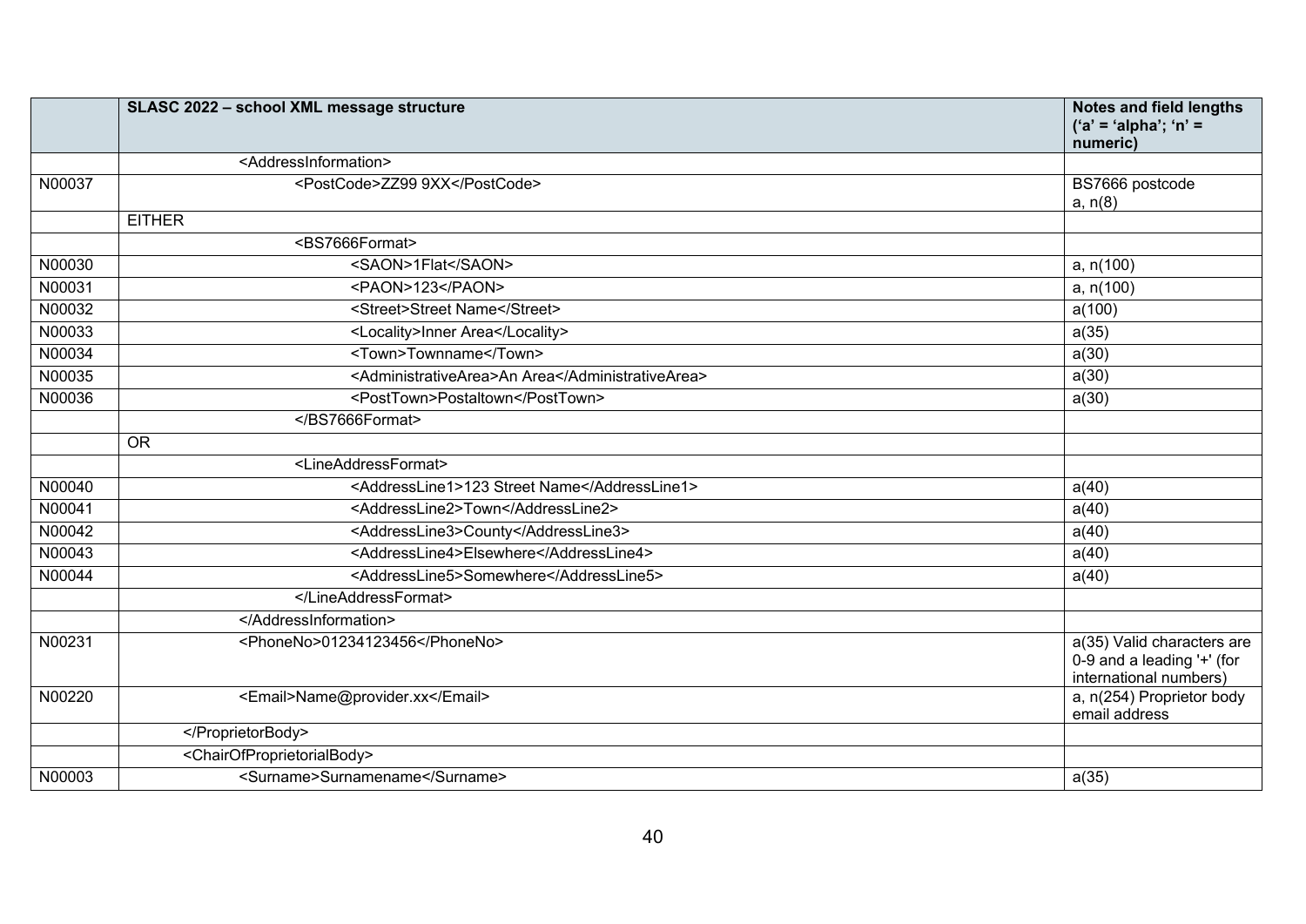|  | SLASC 2022 – school XML message structure | Notes and field lengths ('a' = 'alpha'; 'n' = numeric) |
|---|---|---|
|  | <AddressInformation> |  |
| N00037 | <PostCode>ZZ99 9XX</PostCode> | BS7666 postcode a, n(8) |
|  | EITHER |  |
|  | <BS7666Format> |  |
| N00030 | <SAON>1Flat</SAON> | a, n(100) |
| N00031 | <PAON>123</PAON> | a, n(100) |
| N00032 | <Street>Street Name</Street> | a(100) |
| N00033 | <Locality>Inner Area</Locality> | a(35) |
| N00034 | <Town>Townname</Town> | a(30) |
| N00035 | <AdministrativeArea>An Area</AdministrativeArea> | a(30) |
| N00036 | <PostTown>Postaltown</PostTown> | a(30) |
|  | </BS7666Format> |  |
|  | OR |  |
|  | <LineAddressFormat> |  |
| N00040 | <AddressLine1>123 Street Name</AddressLine1> | a(40) |
| N00041 | <AddressLine2>Town</AddressLine2> | a(40) |
| N00042 | <AddressLine3>County</AddressLine3> | a(40) |
| N00043 | <AddressLine4>Elsewhere</AddressLine4> | a(40) |
| N00044 | <AddressLine5>Somewhere</AddressLine5> | a(40) |
|  | </LineAddressFormat> |  |
|  | </AddressInformation> |  |
| N00231 | <PhoneNo>01234123456</PhoneNo> | a(35) Valid characters are 0-9 and a leading '+' (for international numbers) |
| N00220 | <Email>Name@provider.xx</Email> | a, n(254) Proprietor body email address |
|  | </ProprietorBody> |  |
|  | <ChairOfProprietorialBody> |  |
| N00003 | <Surname>Surnamename</Surname> | a(35) |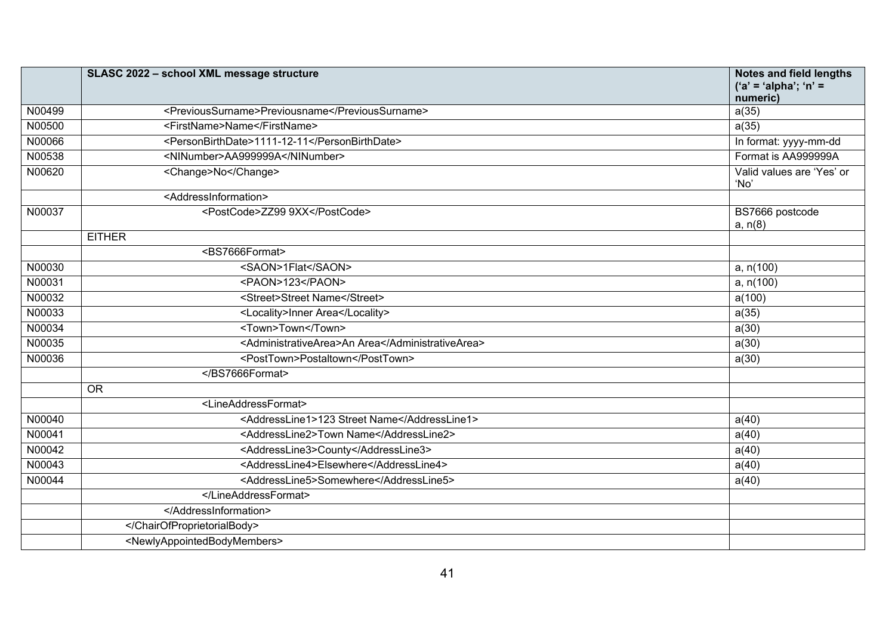| | SLASC 2022 – school XML message structure | Notes and field lengths ('a' = 'alpha'; 'n' = numeric) |
|---|---|---|
| N00499 | <PreviousSurname>Previousname</PreviousSurname> | a(35) |
| N00500 | <FirstName>Name</FirstName> | a(35) |
| N00066 | <PersonBirthDate>1111-12-11</PersonBirthDate> | In format: yyyy-mm-dd |
| N00538 | <NINumber>AA999999A</NINumber> | Format is AA999999A |
| N00620 | <Change>No</Change> | Valid values are 'Yes' or 'No' |
| | <AddressInformation> | |
| N00037 | <PostCode>ZZ99 9XX</PostCode> | BS7666 postcode a, n(8) |
| | EITHER | |
| | <BS7666Format> | |
| N00030 | <SAON>1Flat</SAON> | a, n(100) |
| N00031 | <PAON>123</PAON> | a, n(100) |
| N00032 | <Street>Street Name</Street> | a(100) |
| N00033 | <Locality>Inner Area</Locality> | a(35) |
| N00034 | <Town>Town</Town> | a(30) |
| N00035 | <AdministrativeArea>An Area</AdministrativeArea> | a(30) |
| N00036 | <PostTown>Postaltown</PostTown> | a(30) |
| | </BS7666Format> | |
| | OR | |
| | <LineAddressFormat> | |
| N00040 | <AddressLine1>123 Street Name</AddressLine1> | a(40) |
| N00041 | <AddressLine2>Town Name</AddressLine2> | a(40) |
| N00042 | <AddressLine3>County</AddressLine3> | a(40) |
| N00043 | <AddressLine4>Elsewhere</AddressLine4> | a(40) |
| N00044 | <AddressLine5>Somewhere</AddressLine5> | a(40) |
| | </LineAddressFormat> | |
| | </AddressInformation> | |
| | </ChairOfProprietorialBody> | |
| | <NewlyAppointedBodyMembers> | |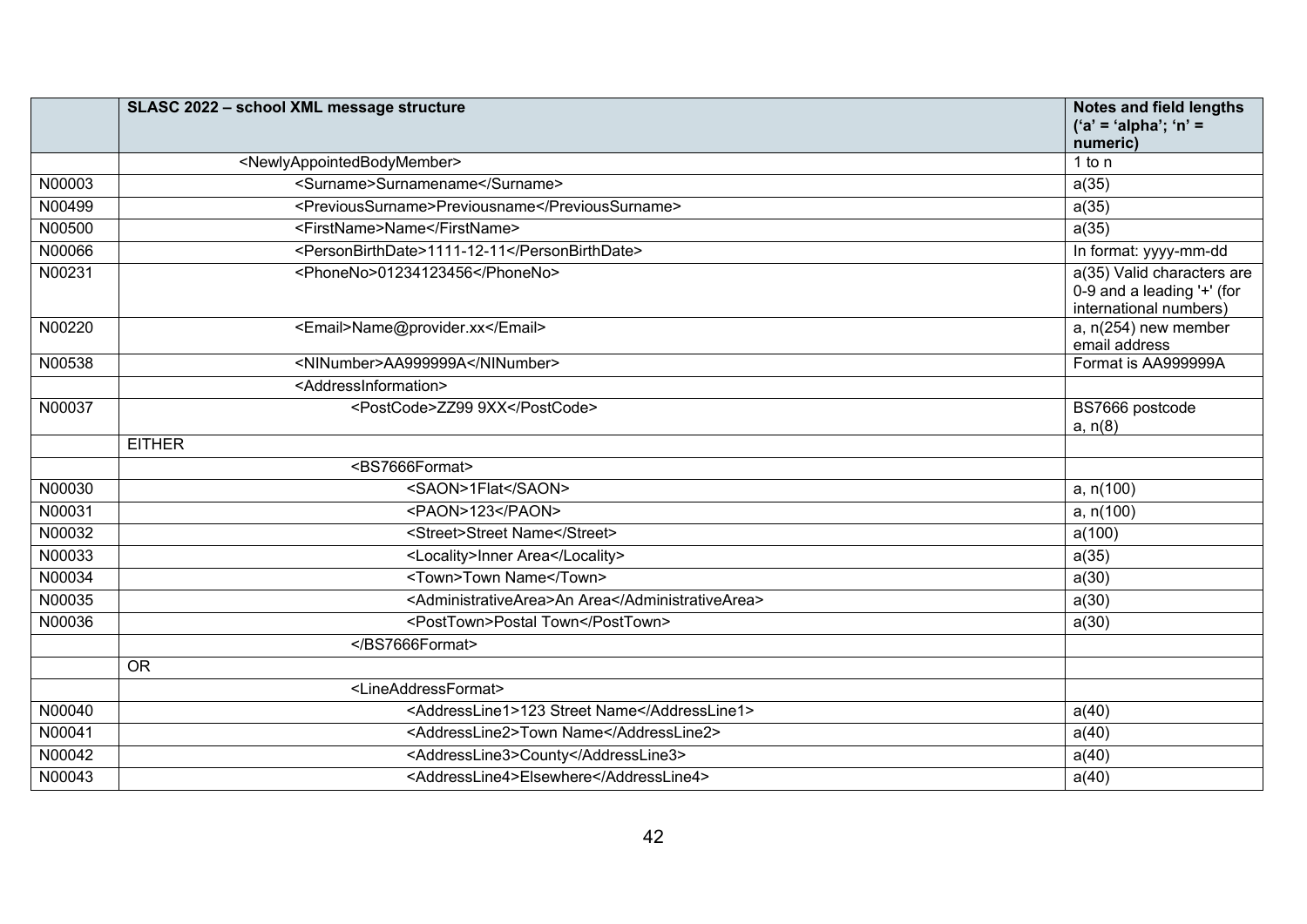|  | SLASC 2022 – school XML message structure | Notes and field lengths ('a' = 'alpha'; 'n' = numeric) |
|---|---|---|
|  | <NewlyAppointedBodyMember> | 1 to n |
| N00003 | <Surname>Surnamename</Surname> | a(35) |
| N00499 | <PreviousSurname>Previousname</PreviousSurname> | a(35) |
| N00500 | <FirstName>Name</FirstName> | a(35) |
| N00066 | <PersonBirthDate>1111-12-11</PersonBirthDate> | In format: yyyy-mm-dd |
| N00231 | <PhoneNo>01234123456</PhoneNo> | a(35) Valid characters are 0-9 and a leading '+' (for international numbers) |
| N00220 | <Email>Name@provider.xx</Email> | a, n(254) new member email address |
| N00538 | <NINumber>AA999999A</NINumber> | Format is AA999999A |
|  | <AddressInformation> |  |
| N00037 | <PostCode>ZZ99 9XX</PostCode> | BS7666 postcode a, n(8) |
|  | EITHER |  |
|  | <BS7666Format> |  |
| N00030 | <SAON>1Flat</SAON> | a, n(100) |
| N00031 | <PAON>123</PAON> | a, n(100) |
| N00032 | <Street>Street Name</Street> | a(100) |
| N00033 | <Locality>Inner Area</Locality> | a(35) |
| N00034 | <Town>Town Name</Town> | a(30) |
| N00035 | <AdministrativeArea>An Area</AdministrativeArea> | a(30) |
| N00036 | <PostTown>Postal Town</PostTown> | a(30) |
|  | </BS7666Format> |  |
|  | OR |  |
|  | <LineAddressFormat> |  |
| N00040 | <AddressLine1>123 Street Name</AddressLine1> | a(40) |
| N00041 | <AddressLine2>Town Name</AddressLine2> | a(40) |
| N00042 | <AddressLine3>County</AddressLine3> | a(40) |
| N00043 | <AddressLine4>Elsewhere</AddressLine4> | a(40) |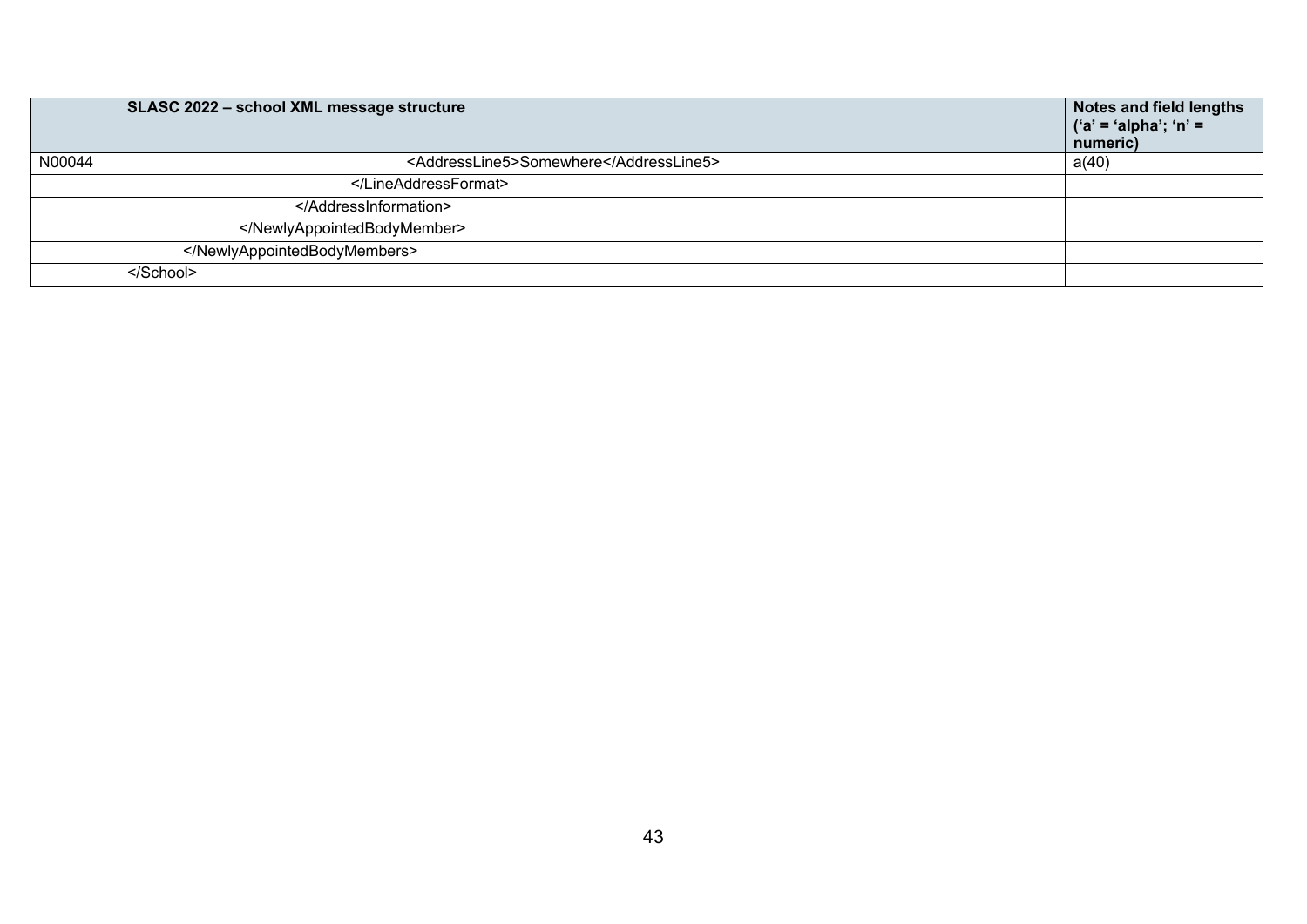|  | SLASC 2022 – school XML message structure | Notes and field lengths ('a' = 'alpha'; 'n' = numeric) |
|---|---|---|
| N00044 | &lt;AddressLine5&gt;Somewhere&lt;/AddressLine5&gt; | a(40) |
|  | &lt;/LineAddressFormat&gt; |  |
|  | &lt;/AddressInformation&gt; |  |
|  | &lt;/NewlyAppointedBodyMember&gt; |  |
|  | &lt;/NewlyAppointedBodyMembers&gt; |  |
|  | &lt;/School&gt; |  |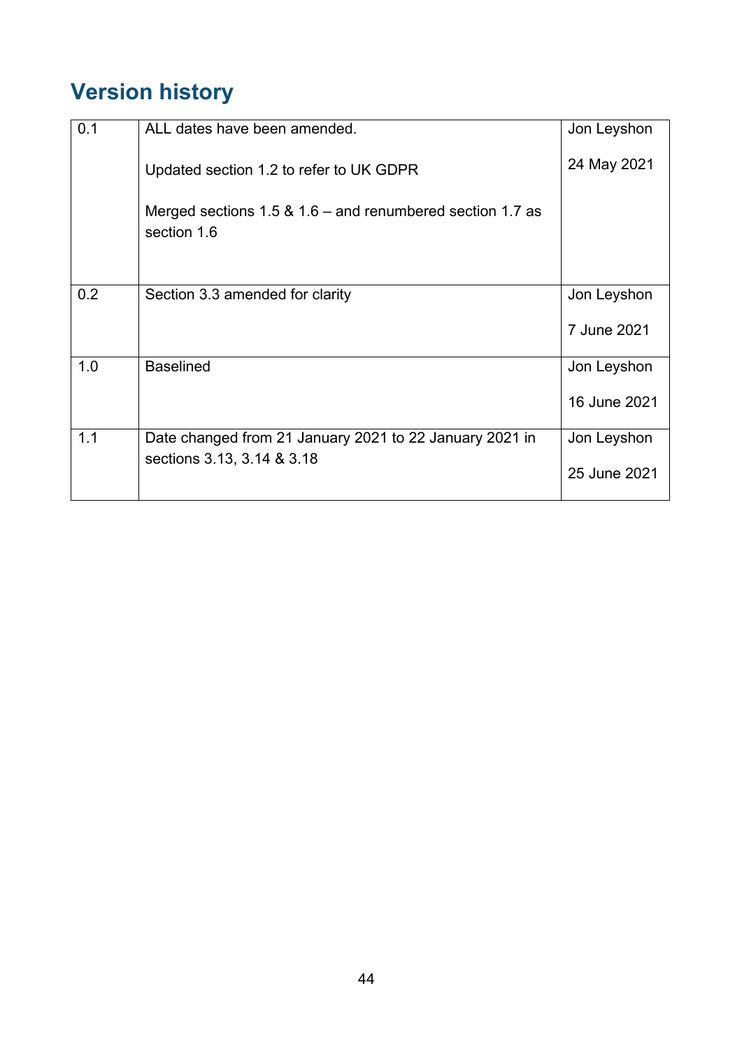## Version history

| | | |
|---|---|---|
| 0.1 | ALL dates have been amended.<br><br>Updated section 1.2 to refer to UK GDPR<br><br>Merged sections 1.5 & 1.6 – and renumbered section 1.7 as section 1.6 | Jon Leyshon<br><br>24 May 2021 |
| 0.2 | Section 3.3 amended for clarity | Jon Leyshon<br><br>7 June 2021 |
| 1.0 | Baselined | Jon Leyshon<br><br>16 June 2021 |
| 1.1 | Date changed from 21 January 2021 to 22 January 2021 in sections 3.13, 3.14 & 3.18 | Jon Leyshon<br><br>25 June 2021 |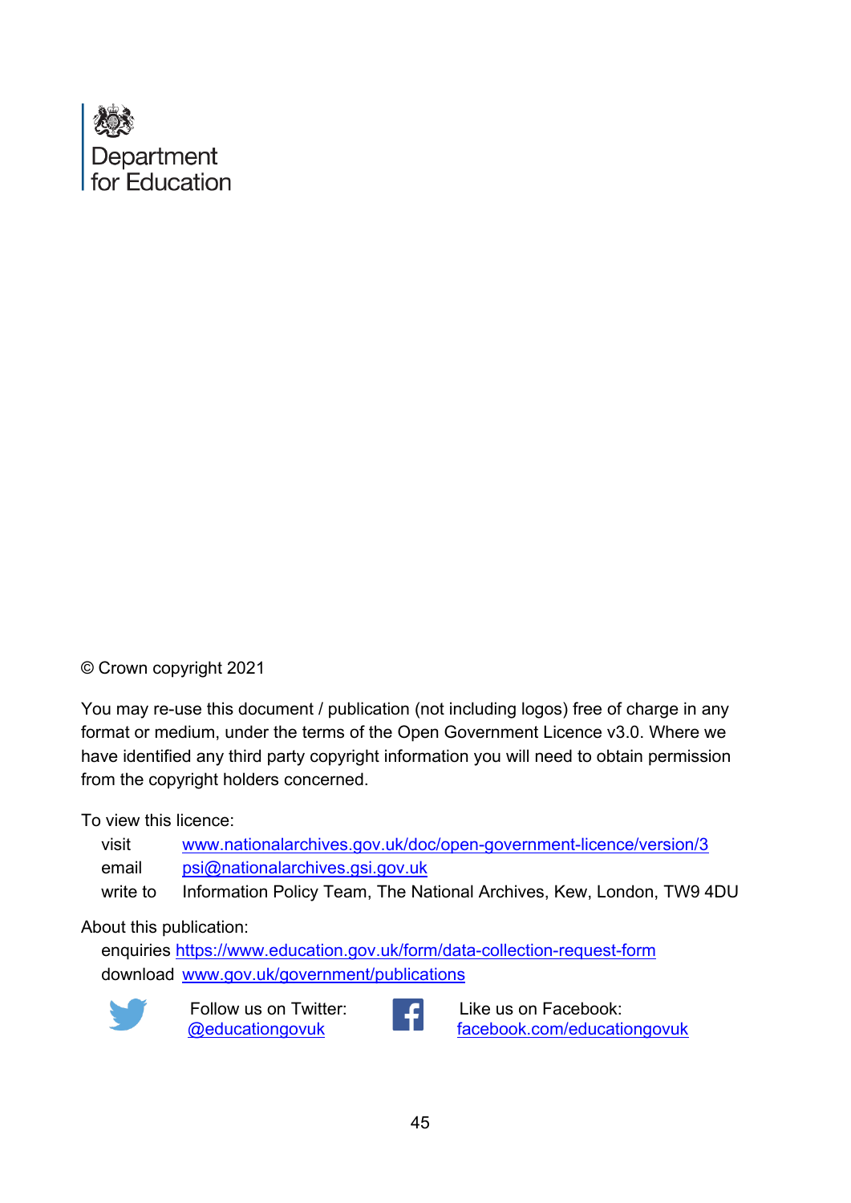Department
for Education

© Crown copyright 2021

You may re-use this document / publication (not including logos) free of charge in any format or medium, under the terms of the Open Government Licence v3.0. Where we have identified any third party copyright information you will need to obtain permission from the copyright holders concerned.

To view this licence:

visit www.nationalarchives.gov.uk/doc/open-government-licence/version/3
email psi@nationalarchives.gsi.gov.uk
write to Information Policy Team, The National Archives, Kew, London, TW9 4DU

About this publication:

enquiries https://www.education.gov.uk/form/data-collection-request-form
download www.gov.uk/government/publications

Follow us on Twitter: @educationgovuk

Like us on Facebook: facebook.com/educationgovuk